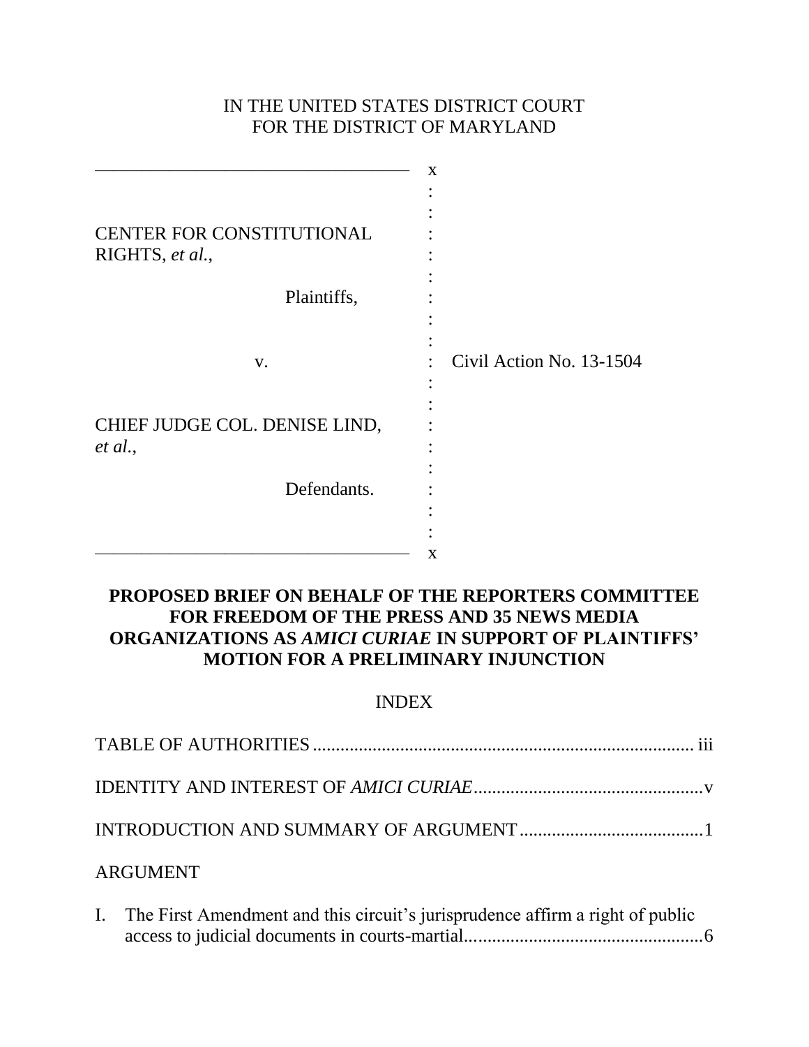IN THE UNITED STATES DISTRICT COURT
FOR THE DISTRICT OF MARYLAND

CENTER FOR CONSTITUTIONAL RIGHTS, *et al.*,

Plaintiffs,

v.

CHIEF JUDGE COL. DENISE LIND, *et al.*,

Defendants.

Civil Action No. 13-1504

**PROPOSED BRIEF ON BEHALF OF THE REPORTERS COMMITTEE FOR FREEDOM OF THE PRESS AND 35 NEWS MEDIA ORGANIZATIONS AS *AMICI CURIAE* IN SUPPORT OF PLAINTIFFS' MOTION FOR A PRELIMINARY INJUNCTION**

INDEX

TABLE OF AUTHORITIES .......... iii

IDENTITY AND INTEREST OF *AMICI CURIAE* .......... v

INTRODUCTION AND SUMMARY OF ARGUMENT .......... 1

ARGUMENT

I. The First Amendment and this circuit's jurisprudence affirm a right of public access to judicial documents in courts-martial .......... 6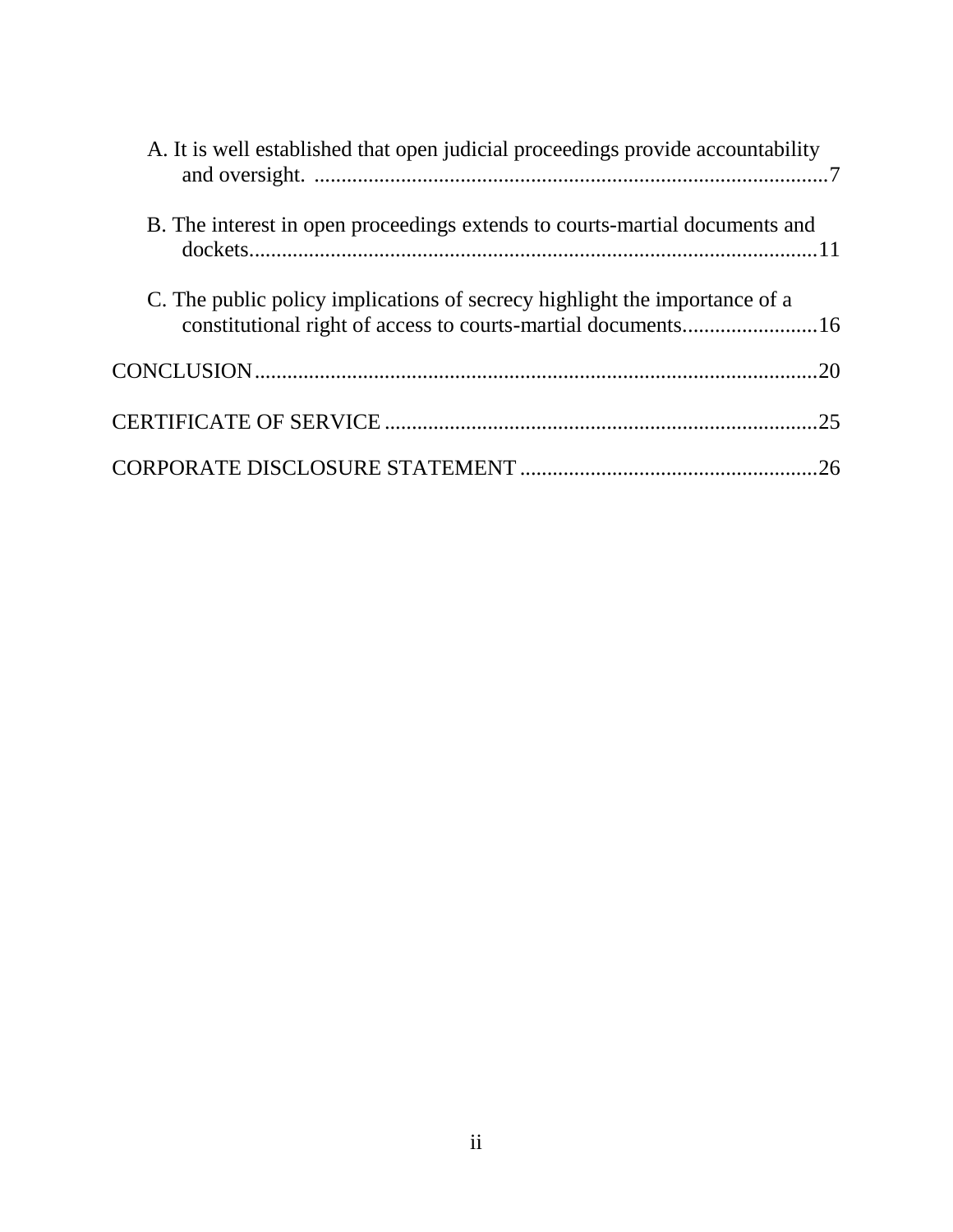A. It is well established that open judicial proceedings provide accountability and oversight. ....7

B. The interest in open proceedings extends to courts-martial documents and dockets....11

C. The public policy implications of secrecy highlight the importance of a constitutional right of access to courts-martial documents....16

CONCLUSION....20

CERTIFICATE OF SERVICE....25

CORPORATE DISCLOSURE STATEMENT....26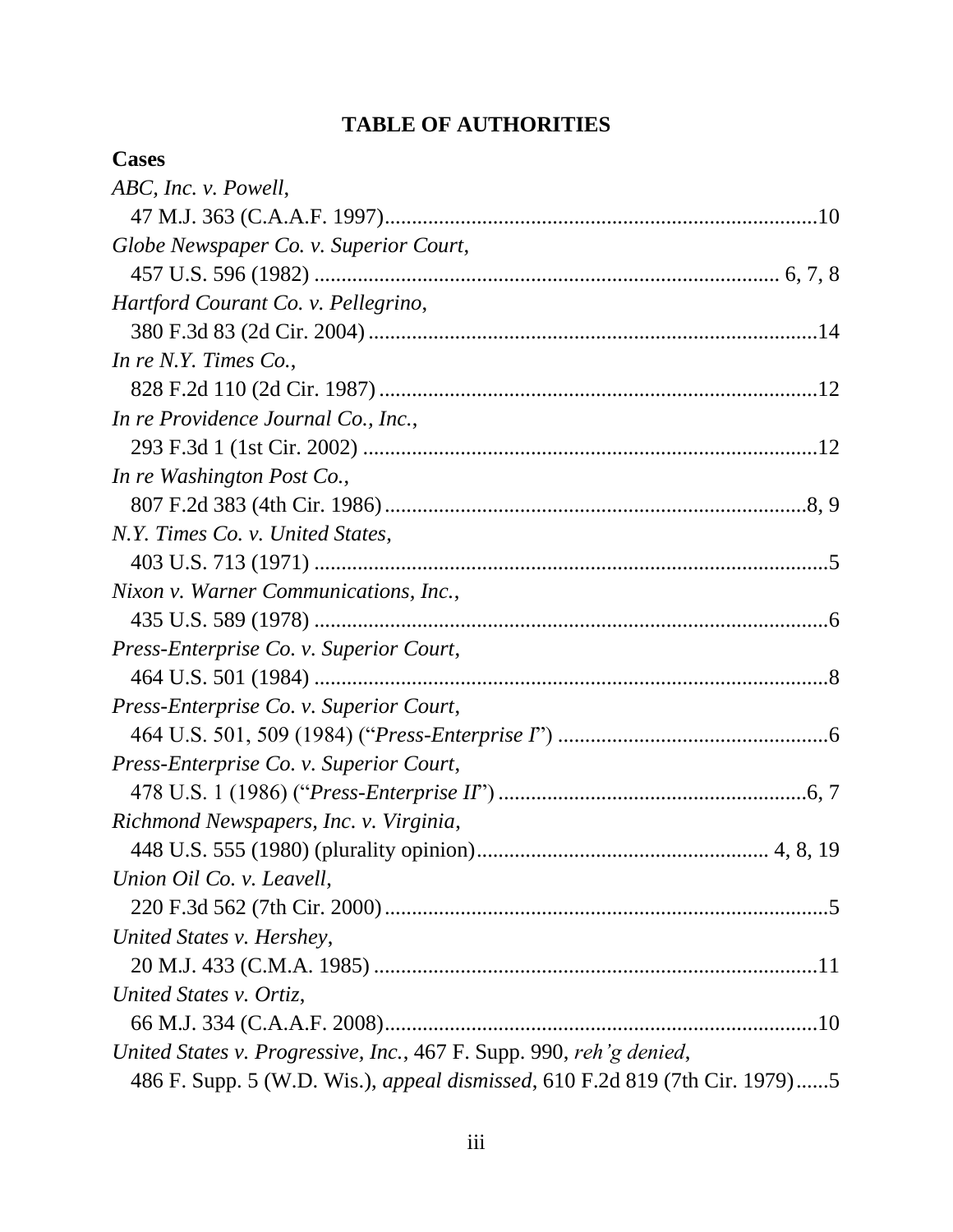# TABLE OF AUTHORITIES

**Cases**

*ABC, Inc. v. Powell*,
47 M.J. 363 (C.A.A.F. 1997)..............................................................................10

*Globe Newspaper Co. v. Superior Court*,
457 U.S. 596 (1982) ................................................................................... 6, 7, 8

*Hartford Courant Co. v. Pellegrino*,
380 F.3d 83 (2d Cir. 2004).................................................................................14

*In re N.Y. Times Co.*,
828 F.2d 110 (2d Cir. 1987)................................................................................12

*In re Providence Journal Co., Inc.*,
293 F.3d 1 (1st Cir. 2002) ..................................................................................12

*In re Washington Post Co.*,
807 F.2d 383 (4th Cir. 1986)..............................................................................8, 9

*N.Y. Times Co. v. United States*,
403 U.S. 713 (1971) ............................................................................................5

*Nixon v. Warner Communications, Inc.*,
435 U.S. 589 (1978) ............................................................................................6

*Press-Enterprise Co. v. Superior Court*,
464 U.S. 501 (1984) ............................................................................................8

*Press-Enterprise Co. v. Superior Court*,
464 U.S. 501, 509 (1984) ("*Press-Enterprise I*") ..................................................6

*Press-Enterprise Co. v. Superior Court*,
478 U.S. 1 (1986) ("*Press-Enterprise II*") ..........................................................6, 7

*Richmond Newspapers, Inc. v. Virginia*,
448 U.S. 555 (1980) (plurality opinion).................................................... 4, 8, 19

*Union Oil Co. v. Leavell*,
220 F.3d 562 (7th Cir. 2000)................................................................................5

*United States v. Hershey*,
20 M.J. 433 (C.M.A. 1985) .................................................................................11

*United States v. Ortiz*,
66 M.J. 334 (C.A.A.F. 2008)...............................................................................10

*United States v. Progressive, Inc.*, 467 F. Supp. 990, *reh'g denied*,
486 F. Supp. 5 (W.D. Wis.), *appeal dismissed*, 610 F.2d 819 (7th Cir. 1979)......5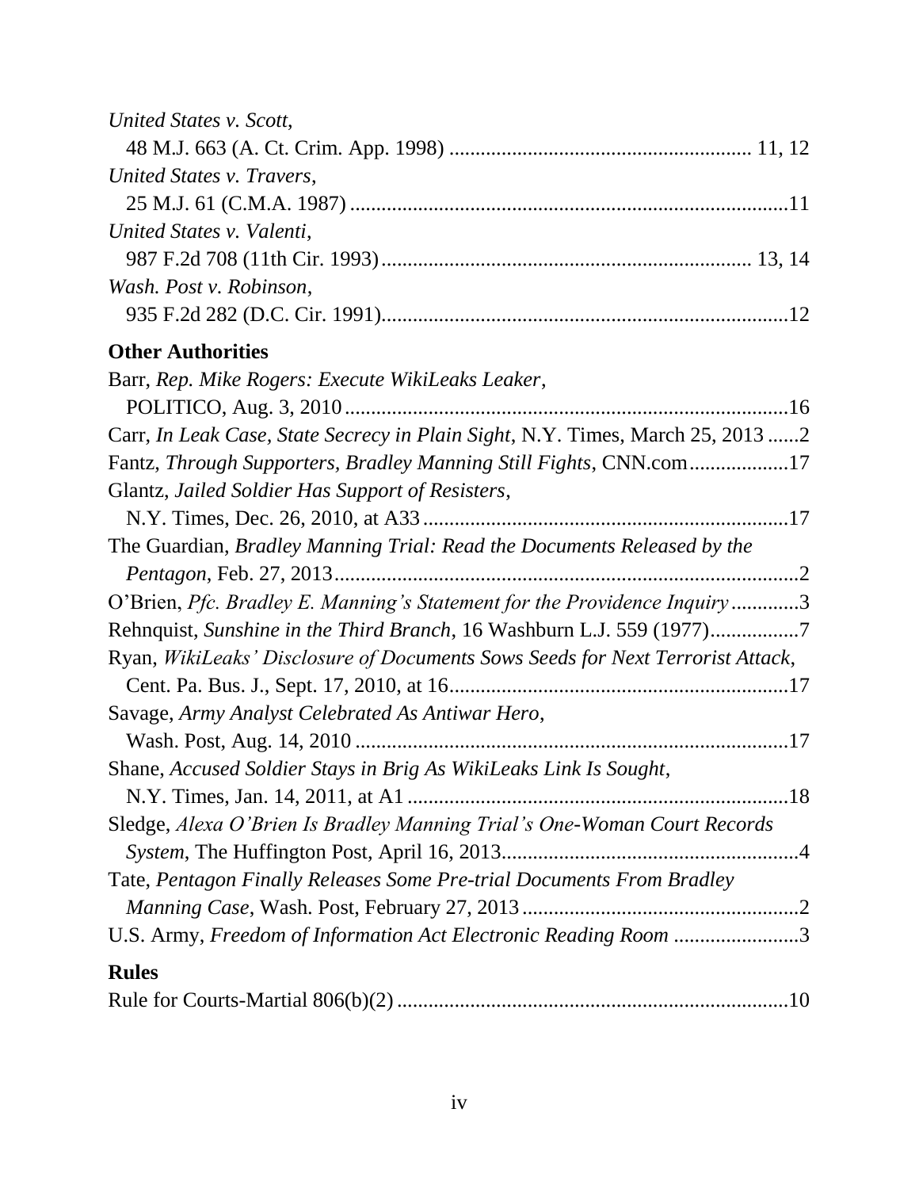*United States v. Scott*,
48 M.J. 663 (A. Ct. Crim. App. 1998) ......................................................... 11, 12

*United States v. Travers*,
25 M.J. 61 (C.M.A. 1987) ...................................................................................11

*United States v. Valenti*,
987 F.2d 708 (11th Cir. 1993) ...................................................................... 13, 14

*Wash. Post v. Robinson*,
935 F.2d 282 (D.C. Cir. 1991)..............................................................................12

**Other Authorities**

Barr, *Rep. Mike Rogers: Execute WikiLeaks Leaker*,
POLITICO, Aug. 3, 2010 ....................................................................................16

Carr, *In Leak Case, State Secrecy in Plain Sight*, N.Y. Times, March 25, 2013 ......2

Fantz, *Through Supporters, Bradley Manning Still Fights*, CNN.com...................17

Glantz, *Jailed Soldier Has Support of Resisters*,
N.Y. Times, Dec. 26, 2010, at A33 .....................................................................17

The Guardian, *Bradley Manning Trial: Read the Documents Released by the Pentagon*, Feb. 27, 2013........................................................................................2

O'Brien, *Pfc. Bradley E. Manning's Statement for the Providence Inquiry* .............3

Rehnquist, *Sunshine in the Third Branch*, 16 Washburn L.J. 559 (1977)................7

Ryan, *WikiLeaks' Disclosure of Documents Sows Seeds for Next Terrorist Attack*,
Cent. Pa. Bus. J., Sept. 17, 2010, at 16................................................................17

Savage, *Army Analyst Celebrated As Antiwar Hero*,
Wash. Post, Aug. 14, 2010 ..................................................................................17

Shane, *Accused Soldier Stays in Brig As WikiLeaks Link Is Sought*,
N.Y. Times, Jan. 14, 2011, at A1 ........................................................................18

Sledge, *Alexa O'Brien Is Bradley Manning Trial's One-Woman Court Records System*, The Huffington Post, April 16, 2013.........................................................4

Tate, *Pentagon Finally Releases Some Pre-trial Documents From Bradley Manning Case*, Wash. Post, February 27, 2013 .....................................................2

U.S. Army, *Freedom of Information Act Electronic Reading Room* ........................3

**Rules**

Rule for Courts-Martial 806(b)(2) ..........................................................................10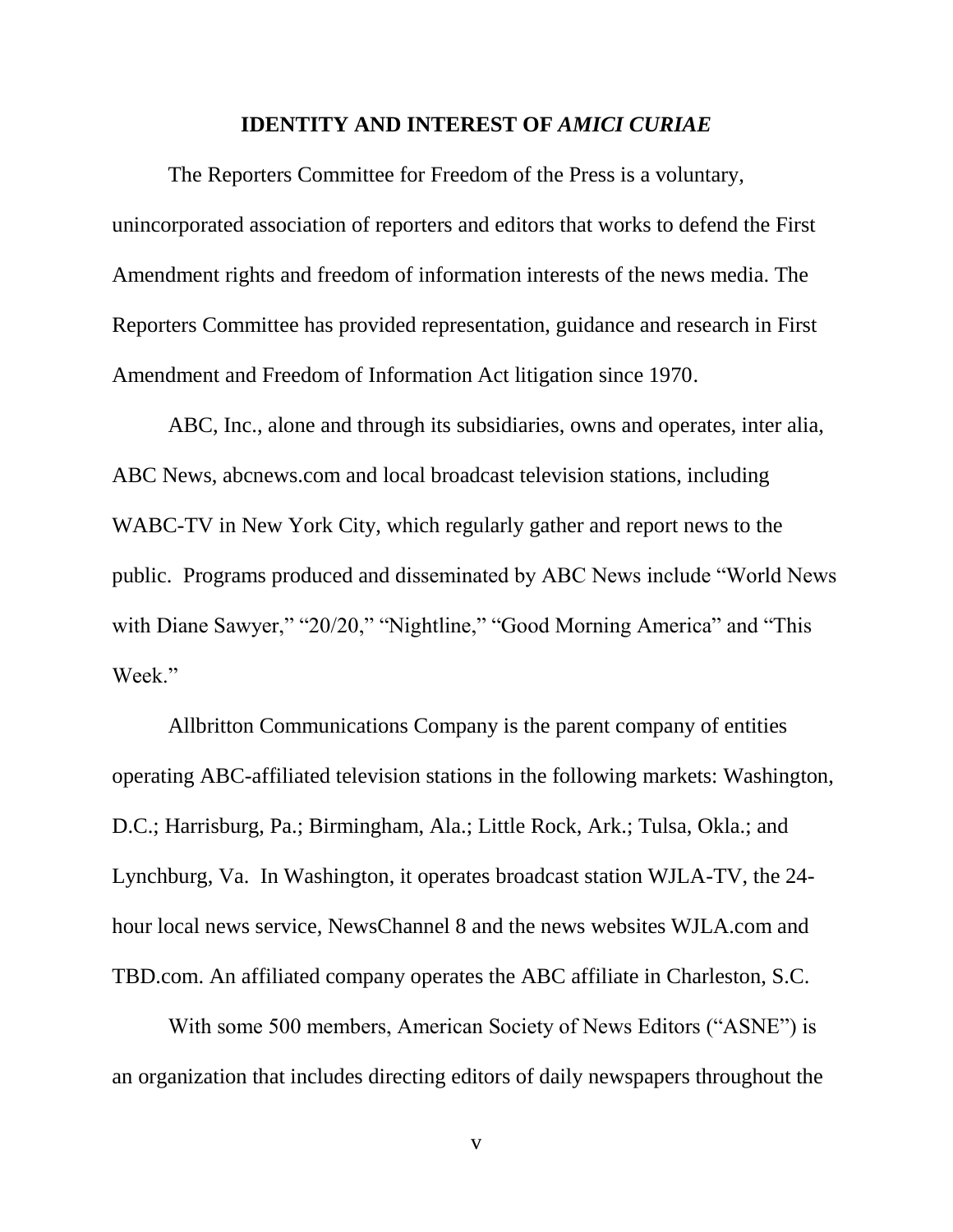## IDENTITY AND INTEREST OF *AMICI CURIAE*

The Reporters Committee for Freedom of the Press is a voluntary, unincorporated association of reporters and editors that works to defend the First Amendment rights and freedom of information interests of the news media. The Reporters Committee has provided representation, guidance and research in First Amendment and Freedom of Information Act litigation since 1970.

ABC, Inc., alone and through its subsidiaries, owns and operates, inter alia, ABC News, abcnews.com and local broadcast television stations, including WABC-TV in New York City, which regularly gather and report news to the public. Programs produced and disseminated by ABC News include "World News with Diane Sawyer," "20/20," "Nightline," "Good Morning America" and "This Week."

Allbritton Communications Company is the parent company of entities operating ABC-affiliated television stations in the following markets: Washington, D.C.; Harrisburg, Pa.; Birmingham, Ala.; Little Rock, Ark.; Tulsa, Okla.; and Lynchburg, Va. In Washington, it operates broadcast station WJLA-TV, the 24-hour local news service, NewsChannel 8 and the news websites WJLA.com and TBD.com. An affiliated company operates the ABC affiliate in Charleston, S.C.

With some 500 members, American Society of News Editors ("ASNE") is an organization that includes directing editors of daily newspapers throughout the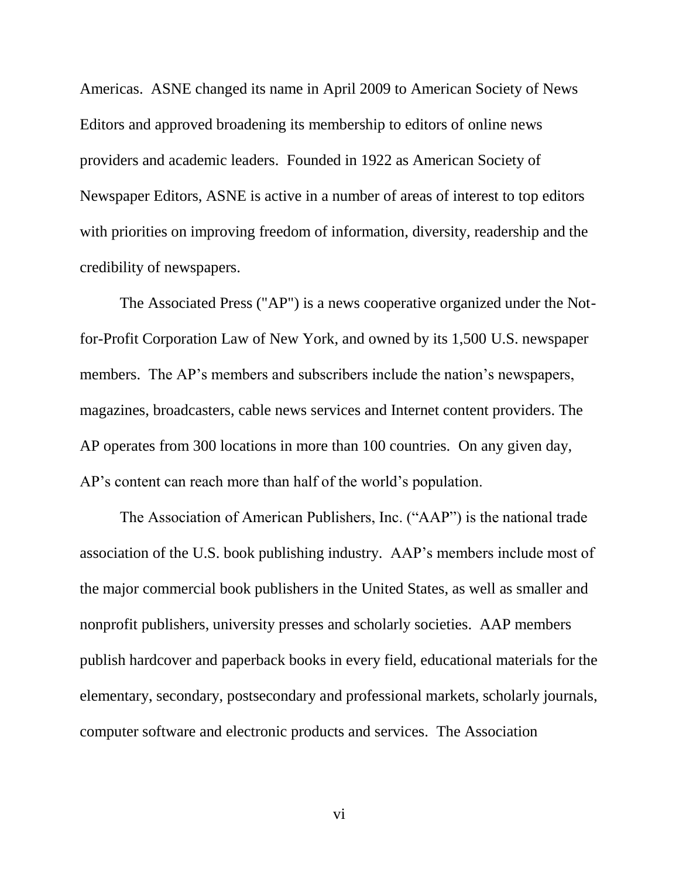Americas. ASNE changed its name in April 2009 to American Society of News Editors and approved broadening its membership to editors of online news providers and academic leaders. Founded in 1922 as American Society of Newspaper Editors, ASNE is active in a number of areas of interest to top editors with priorities on improving freedom of information, diversity, readership and the credibility of newspapers.

The Associated Press ("AP") is a news cooperative organized under the Not-for-Profit Corporation Law of New York, and owned by its 1,500 U.S. newspaper members. The AP's members and subscribers include the nation's newspapers, magazines, broadcasters, cable news services and Internet content providers. The AP operates from 300 locations in more than 100 countries. On any given day, AP's content can reach more than half of the world's population.

The Association of American Publishers, Inc. ("AAP") is the national trade association of the U.S. book publishing industry. AAP's members include most of the major commercial book publishers in the United States, as well as smaller and nonprofit publishers, university presses and scholarly societies. AAP members publish hardcover and paperback books in every field, educational materials for the elementary, secondary, postsecondary and professional markets, scholarly journals, computer software and electronic products and services. The Association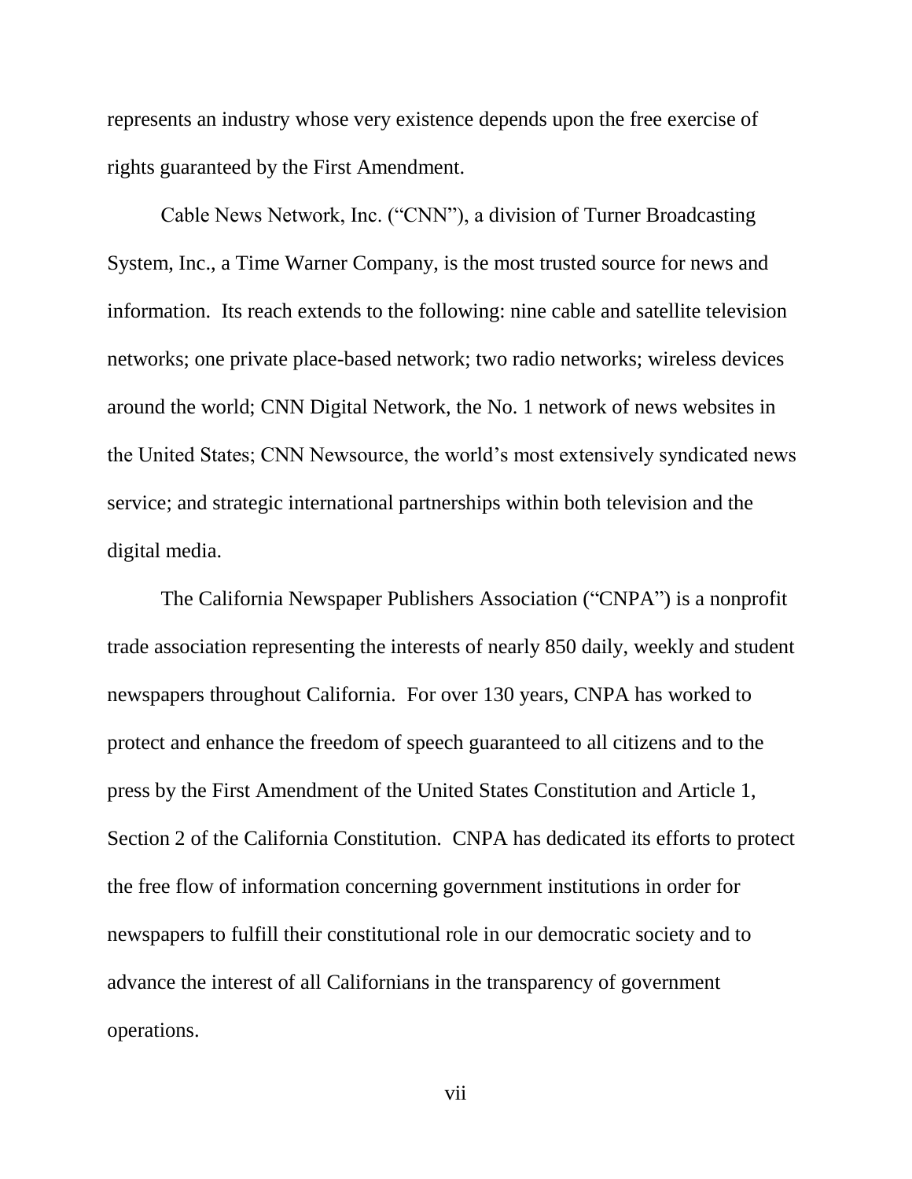represents an industry whose very existence depends upon the free exercise of rights guaranteed by the First Amendment.

Cable News Network, Inc. ("CNN"), a division of Turner Broadcasting System, Inc., a Time Warner Company, is the most trusted source for news and information. Its reach extends to the following: nine cable and satellite television networks; one private place-based network; two radio networks; wireless devices around the world; CNN Digital Network, the No. 1 network of news websites in the United States; CNN Newsource, the world's most extensively syndicated news service; and strategic international partnerships within both television and the digital media.

The California Newspaper Publishers Association ("CNPA") is a nonprofit trade association representing the interests of nearly 850 daily, weekly and student newspapers throughout California. For over 130 years, CNPA has worked to protect and enhance the freedom of speech guaranteed to all citizens and to the press by the First Amendment of the United States Constitution and Article 1, Section 2 of the California Constitution. CNPA has dedicated its efforts to protect the free flow of information concerning government institutions in order for newspapers to fulfill their constitutional role in our democratic society and to advance the interest of all Californians in the transparency of government operations.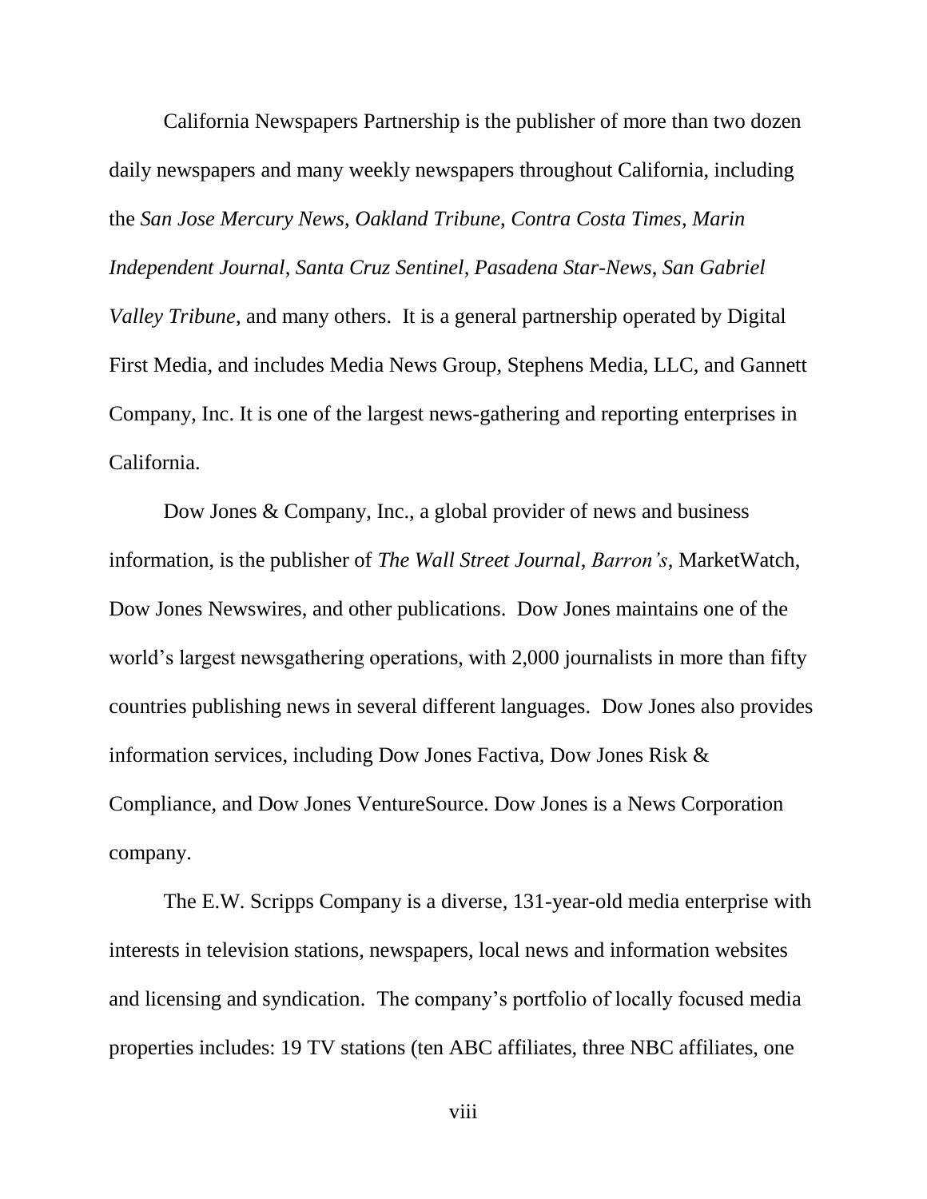California Newspapers Partnership is the publisher of more than two dozen daily newspapers and many weekly newspapers throughout California, including the *San Jose Mercury News*, *Oakland Tribune*, *Contra Costa Times*, *Marin Independent Journal*, *Santa Cruz Sentinel*, *Pasadena Star-News*, *San Gabriel Valley Tribune*, and many others. It is a general partnership operated by Digital First Media, and includes Media News Group, Stephens Media, LLC, and Gannett Company, Inc. It is one of the largest news-gathering and reporting enterprises in California.

Dow Jones & Company, Inc., a global provider of news and business information, is the publisher of *The Wall Street Journal*, *Barron's*, MarketWatch, Dow Jones Newswires, and other publications. Dow Jones maintains one of the world's largest newsgathering operations, with 2,000 journalists in more than fifty countries publishing news in several different languages. Dow Jones also provides information services, including Dow Jones Factiva, Dow Jones Risk & Compliance, and Dow Jones VentureSource. Dow Jones is a News Corporation company.

The E.W. Scripps Company is a diverse, 131-year-old media enterprise with interests in television stations, newspapers, local news and information websites and licensing and syndication. The company's portfolio of locally focused media properties includes: 19 TV stations (ten ABC affiliates, three NBC affiliates, one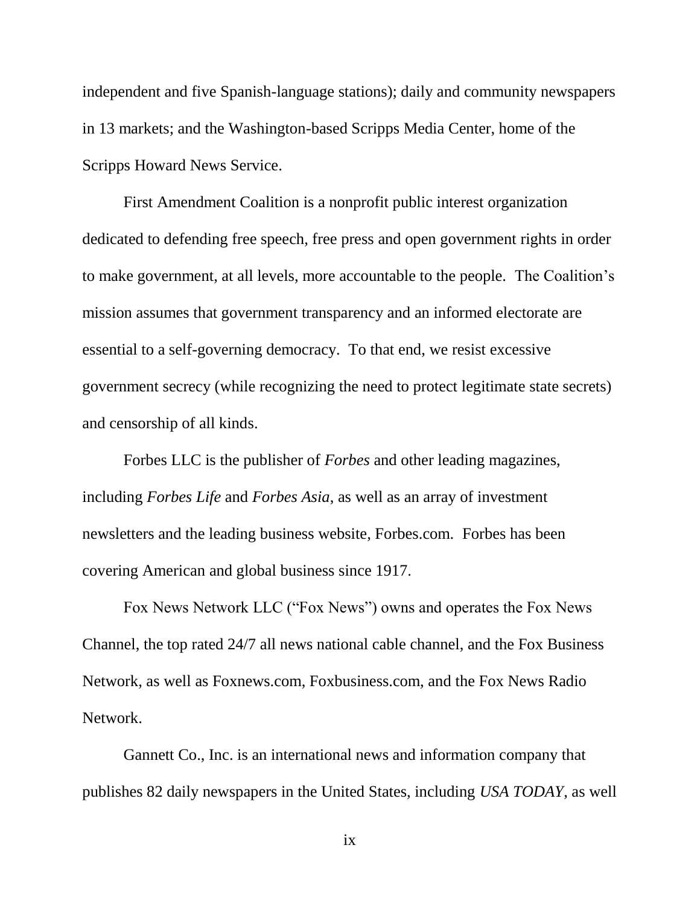independent and five Spanish-language stations); daily and community newspapers in 13 markets; and the Washington-based Scripps Media Center, home of the Scripps Howard News Service.

First Amendment Coalition is a nonprofit public interest organization dedicated to defending free speech, free press and open government rights in order to make government, at all levels, more accountable to the people. The Coalition's mission assumes that government transparency and an informed electorate are essential to a self-governing democracy. To that end, we resist excessive government secrecy (while recognizing the need to protect legitimate state secrets) and censorship of all kinds.

Forbes LLC is the publisher of *Forbes* and other leading magazines, including *Forbes Life* and *Forbes Asia*, as well as an array of investment newsletters and the leading business website, Forbes.com. Forbes has been covering American and global business since 1917.

Fox News Network LLC ("Fox News") owns and operates the Fox News Channel, the top rated 24/7 all news national cable channel, and the Fox Business Network, as well as Foxnews.com, Foxbusiness.com, and the Fox News Radio Network.

Gannett Co., Inc. is an international news and information company that publishes 82 daily newspapers in the United States, including *USA TODAY*, as well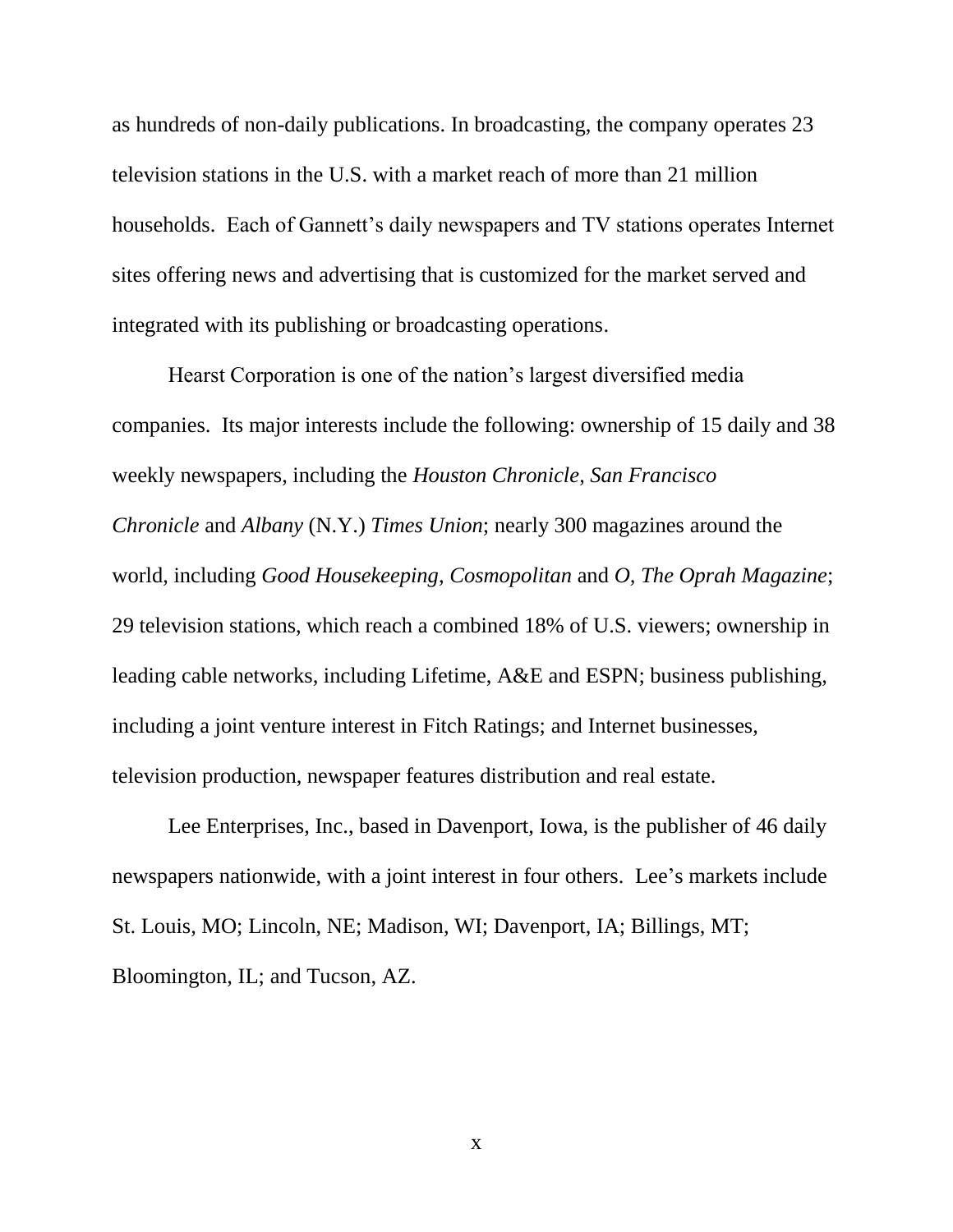as hundreds of non-daily publications. In broadcasting, the company operates 23 television stations in the U.S. with a market reach of more than 21 million households. Each of Gannett's daily newspapers and TV stations operates Internet sites offering news and advertising that is customized for the market served and integrated with its publishing or broadcasting operations.

Hearst Corporation is one of the nation's largest diversified media companies. Its major interests include the following: ownership of 15 daily and 38 weekly newspapers, including the *Houston Chronicle*, *San Francisco Chronicle* and *Albany* (N.Y.) *Times Union*; nearly 300 magazines around the world, including *Good Housekeeping*, *Cosmopolitan* and *O, The Oprah Magazine*; 29 television stations, which reach a combined 18% of U.S. viewers; ownership in leading cable networks, including Lifetime, A&E and ESPN; business publishing, including a joint venture interest in Fitch Ratings; and Internet businesses, television production, newspaper features distribution and real estate.

Lee Enterprises, Inc., based in Davenport, Iowa, is the publisher of 46 daily newspapers nationwide, with a joint interest in four others. Lee's markets include St. Louis, MO; Lincoln, NE; Madison, WI; Davenport, IA; Billings, MT; Bloomington, IL; and Tucson, AZ.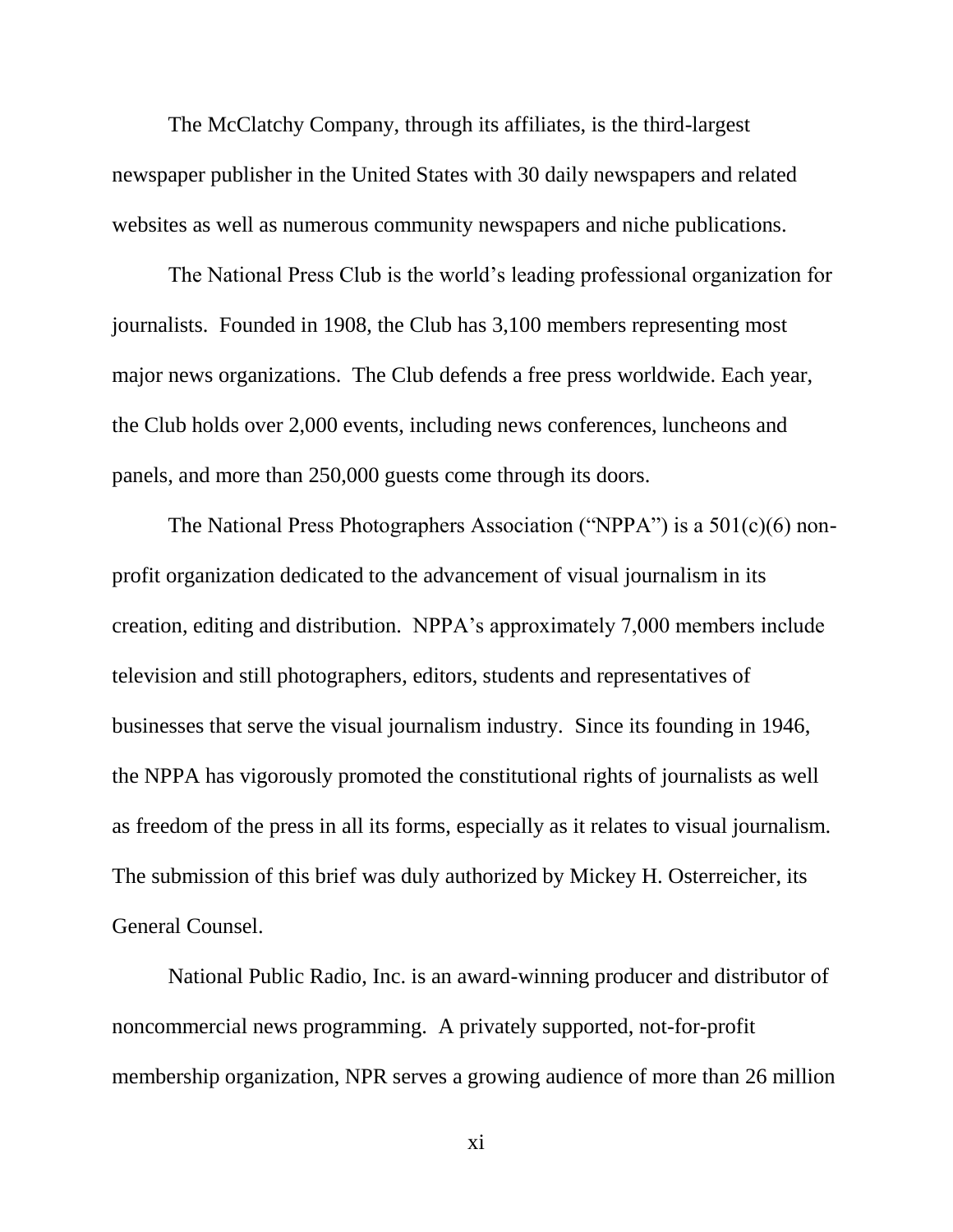The McClatchy Company, through its affiliates, is the third-largest newspaper publisher in the United States with 30 daily newspapers and related websites as well as numerous community newspapers and niche publications.

The National Press Club is the world's leading professional organization for journalists. Founded in 1908, the Club has 3,100 members representing most major news organizations. The Club defends a free press worldwide. Each year, the Club holds over 2,000 events, including news conferences, luncheons and panels, and more than 250,000 guests come through its doors.

The National Press Photographers Association ("NPPA") is a 501(c)(6) non-profit organization dedicated to the advancement of visual journalism in its creation, editing and distribution. NPPA's approximately 7,000 members include television and still photographers, editors, students and representatives of businesses that serve the visual journalism industry. Since its founding in 1946, the NPPA has vigorously promoted the constitutional rights of journalists as well as freedom of the press in all its forms, especially as it relates to visual journalism. The submission of this brief was duly authorized by Mickey H. Osterreicher, its General Counsel.

National Public Radio, Inc. is an award-winning producer and distributor of noncommercial news programming. A privately supported, not-for-profit membership organization, NPR serves a growing audience of more than 26 million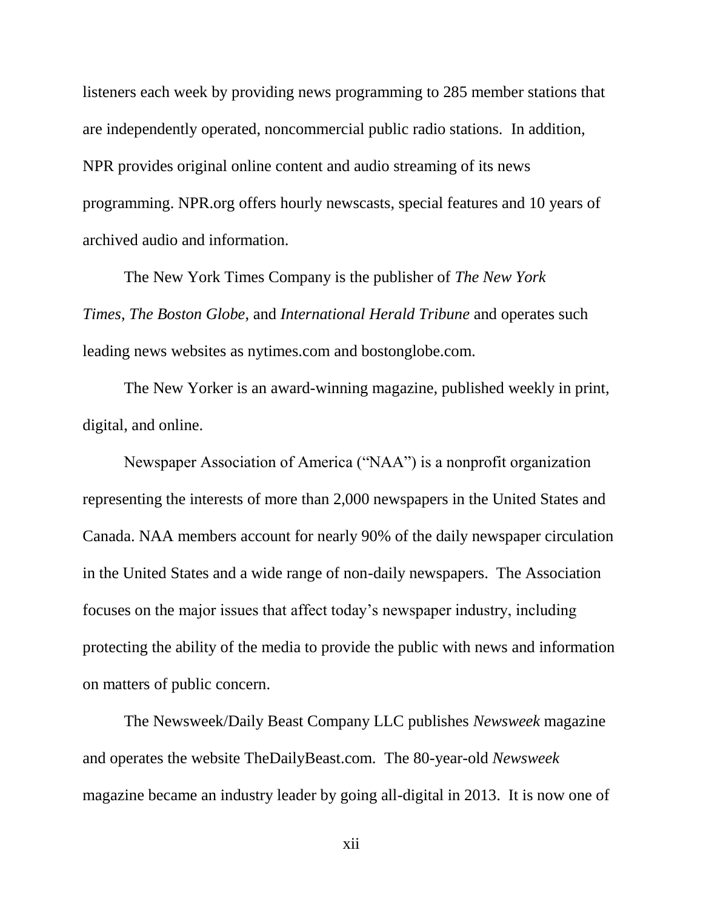listeners each week by providing news programming to 285 member stations that are independently operated, noncommercial public radio stations. In addition, NPR provides original online content and audio streaming of its news programming. NPR.org offers hourly newscasts, special features and 10 years of archived audio and information.

The New York Times Company is the publisher of *The New York Times*, *The Boston Globe*, and *International Herald Tribune* and operates such leading news websites as nytimes.com and bostonglobe.com.

The New Yorker is an award-winning magazine, published weekly in print, digital, and online.

Newspaper Association of America ("NAA") is a nonprofit organization representing the interests of more than 2,000 newspapers in the United States and Canada. NAA members account for nearly 90% of the daily newspaper circulation in the United States and a wide range of non-daily newspapers. The Association focuses on the major issues that affect today's newspaper industry, including protecting the ability of the media to provide the public with news and information on matters of public concern.

The Newsweek/Daily Beast Company LLC publishes *Newsweek* magazine and operates the website TheDailyBeast.com. The 80-year-old *Newsweek* magazine became an industry leader by going all-digital in 2013. It is now one of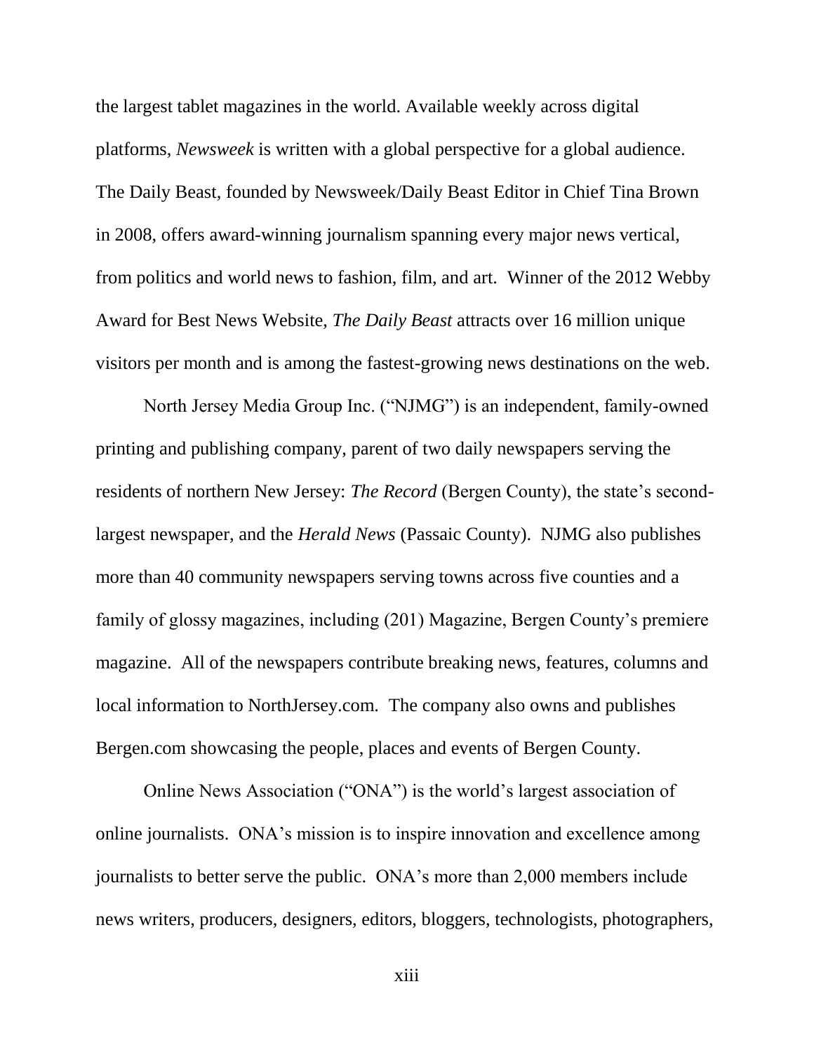the largest tablet magazines in the world. Available weekly across digital platforms, *Newsweek* is written with a global perspective for a global audience. The Daily Beast, founded by Newsweek/Daily Beast Editor in Chief Tina Brown in 2008, offers award-winning journalism spanning every major news vertical, from politics and world news to fashion, film, and art. Winner of the 2012 Webby Award for Best News Website, *The Daily Beast* attracts over 16 million unique visitors per month and is among the fastest-growing news destinations on the web.

North Jersey Media Group Inc. ("NJMG") is an independent, family-owned printing and publishing company, parent of two daily newspapers serving the residents of northern New Jersey: *The Record* (Bergen County), the state's second-largest newspaper, and the *Herald News* (Passaic County). NJMG also publishes more than 40 community newspapers serving towns across five counties and a family of glossy magazines, including (201) Magazine, Bergen County's premiere magazine. All of the newspapers contribute breaking news, features, columns and local information to NorthJersey.com. The company also owns and publishes Bergen.com showcasing the people, places and events of Bergen County.

Online News Association ("ONA") is the world's largest association of online journalists. ONA's mission is to inspire innovation and excellence among journalists to better serve the public. ONA's more than 2,000 members include news writers, producers, designers, editors, bloggers, technologists, photographers,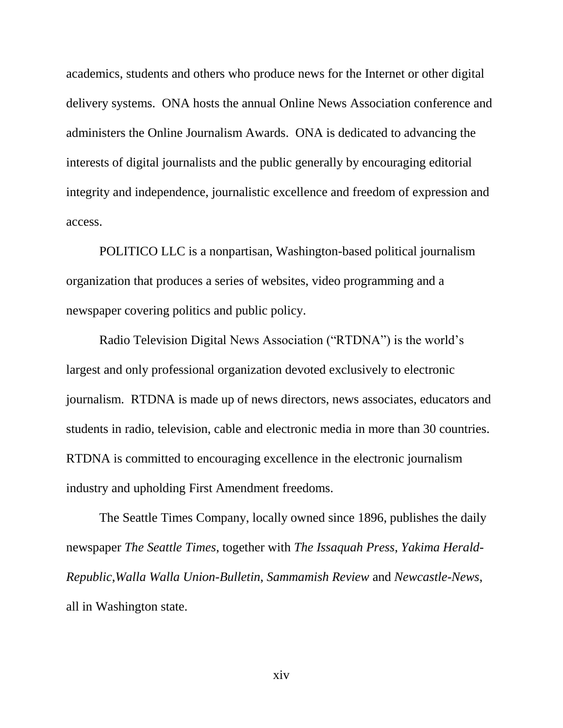academics, students and others who produce news for the Internet or other digital delivery systems. ONA hosts the annual Online News Association conference and administers the Online Journalism Awards. ONA is dedicated to advancing the interests of digital journalists and the public generally by encouraging editorial integrity and independence, journalistic excellence and freedom of expression and access.

POLITICO LLC is a nonpartisan, Washington-based political journalism organization that produces a series of websites, video programming and a newspaper covering politics and public policy.

Radio Television Digital News Association ("RTDNA") is the world's largest and only professional organization devoted exclusively to electronic journalism. RTDNA is made up of news directors, news associates, educators and students in radio, television, cable and electronic media in more than 30 countries. RTDNA is committed to encouraging excellence in the electronic journalism industry and upholding First Amendment freedoms.

The Seattle Times Company, locally owned since 1896, publishes the daily newspaper *The Seattle Times*, together with *The Issaquah Press*, *Yakima Herald-Republic*,*Walla Walla Union-Bulletin*, *Sammamish Review* and *Newcastle-News*, all in Washington state.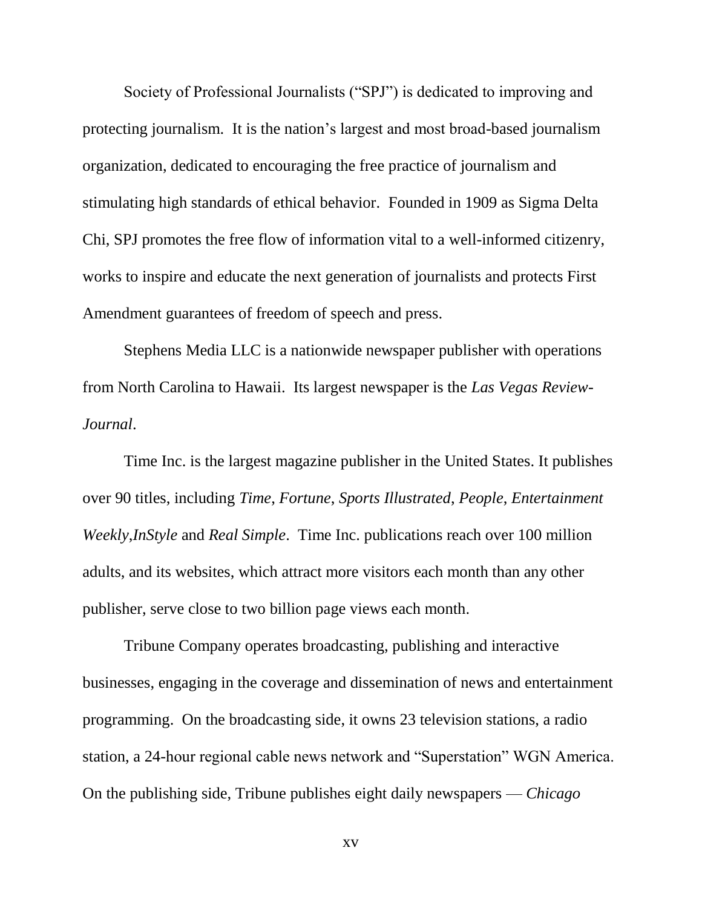Society of Professional Journalists ("SPJ") is dedicated to improving and protecting journalism. It is the nation's largest and most broad-based journalism organization, dedicated to encouraging the free practice of journalism and stimulating high standards of ethical behavior. Founded in 1909 as Sigma Delta Chi, SPJ promotes the free flow of information vital to a well-informed citizenry, works to inspire and educate the next generation of journalists and protects First Amendment guarantees of freedom of speech and press.

Stephens Media LLC is a nationwide newspaper publisher with operations from North Carolina to Hawaii. Its largest newspaper is the *Las Vegas Review-Journal*.

Time Inc. is the largest magazine publisher in the United States. It publishes over 90 titles, including *Time*, *Fortune*, *Sports Illustrated*, *People*, *Entertainment Weekly*,*InStyle* and *Real Simple*. Time Inc. publications reach over 100 million adults, and its websites, which attract more visitors each month than any other publisher, serve close to two billion page views each month.

Tribune Company operates broadcasting, publishing and interactive businesses, engaging in the coverage and dissemination of news and entertainment programming. On the broadcasting side, it owns 23 television stations, a radio station, a 24-hour regional cable news network and "Superstation" WGN America. On the publishing side, Tribune publishes eight daily newspapers — *Chicago*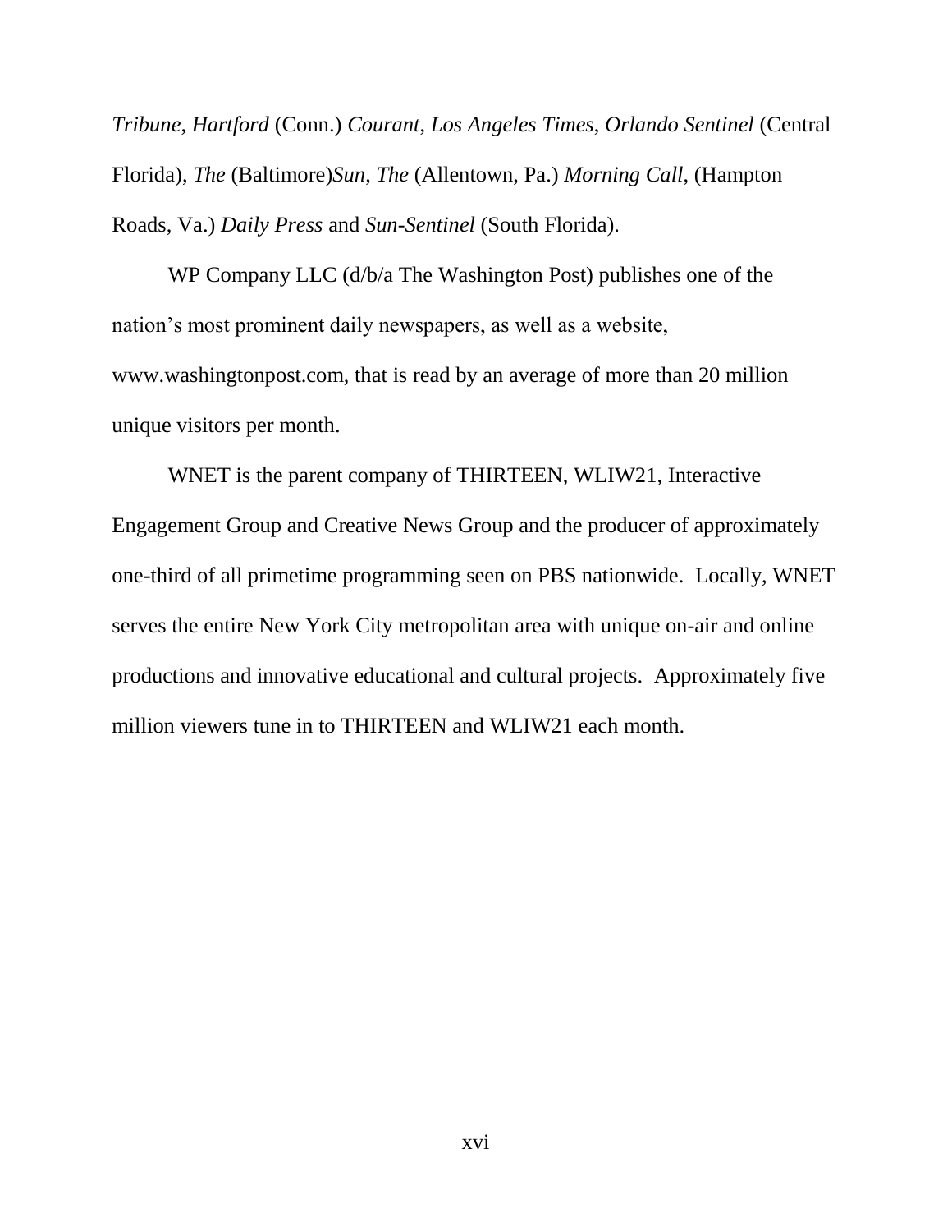*Tribune*, *Hartford* (Conn.) *Courant*, *Los Angeles Times*, *Orlando Sentinel* (Central Florida), *The* (Baltimore)*Sun*, *The* (Allentown, Pa.) *Morning Call*, (Hampton Roads, Va.) *Daily Press* and *Sun-Sentinel* (South Florida).

WP Company LLC (d/b/a The Washington Post) publishes one of the nation's most prominent daily newspapers, as well as a website, www.washingtonpost.com, that is read by an average of more than 20 million unique visitors per month.

WNET is the parent company of THIRTEEN, WLIW21, Interactive Engagement Group and Creative News Group and the producer of approximately one-third of all primetime programming seen on PBS nationwide. Locally, WNET serves the entire New York City metropolitan area with unique on-air and online productions and innovative educational and cultural projects. Approximately five million viewers tune in to THIRTEEN and WLIW21 each month.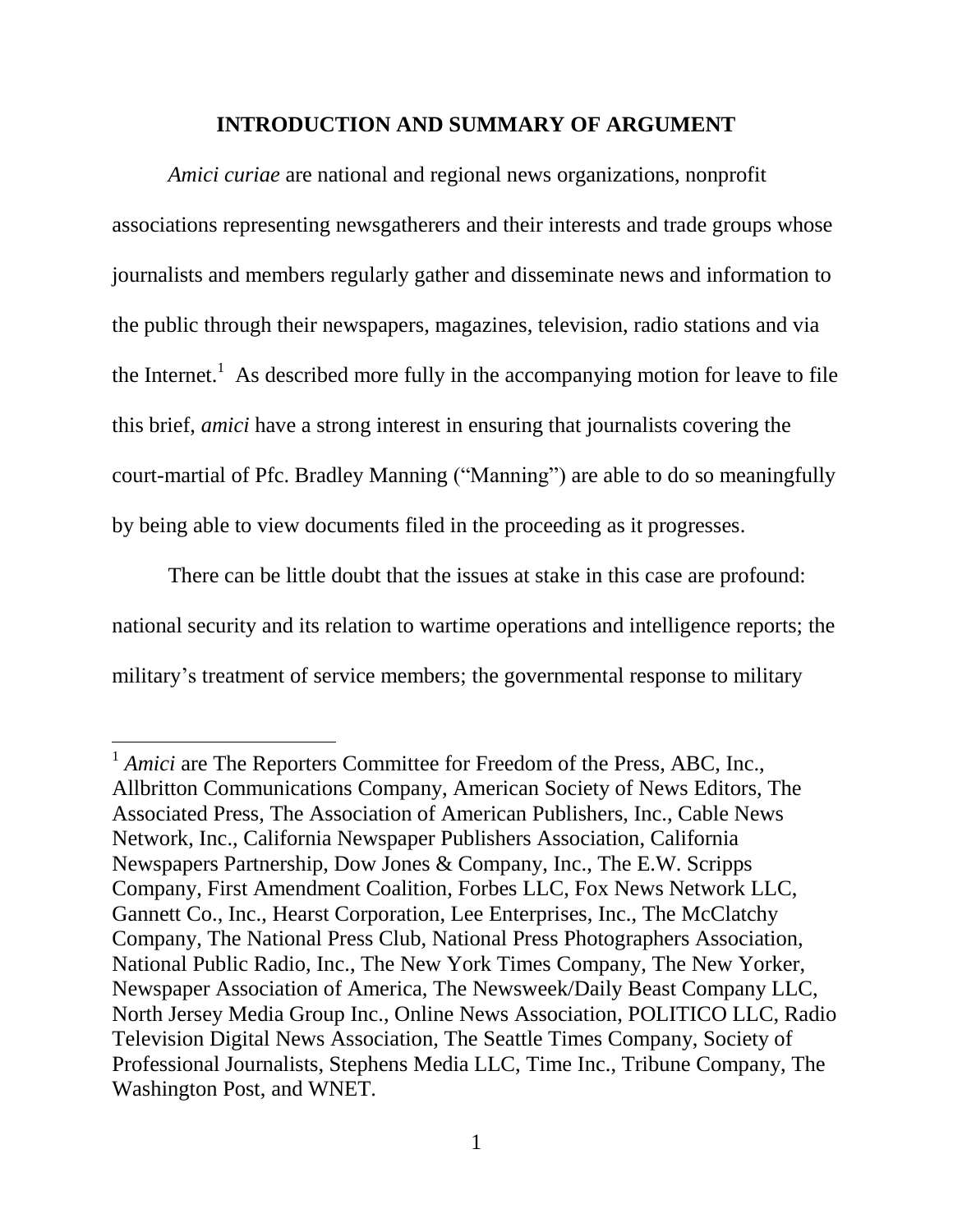## INTRODUCTION AND SUMMARY OF ARGUMENT

*Amici curiae* are national and regional news organizations, nonprofit associations representing newsgatherers and their interests and trade groups whose journalists and members regularly gather and disseminate news and information to the public through their newspapers, magazines, television, radio stations and via the Internet.[1] As described more fully in the accompanying motion for leave to file this brief, *amici* have a strong interest in ensuring that journalists covering the court-martial of Pfc. Bradley Manning ("Manning") are able to do so meaningfully by being able to view documents filed in the proceeding as it progresses.

There can be little doubt that the issues at stake in this case are profound: national security and its relation to wartime operations and intelligence reports; the military's treatment of service members; the governmental response to military

---

[1] *Amici* are The Reporters Committee for Freedom of the Press, ABC, Inc., Allbritton Communications Company, American Society of News Editors, The Associated Press, The Association of American Publishers, Inc., Cable News Network, Inc., California Newspaper Publishers Association, California Newspapers Partnership, Dow Jones & Company, Inc., The E.W. Scripps Company, First Amendment Coalition, Forbes LLC, Fox News Network LLC, Gannett Co., Inc., Hearst Corporation, Lee Enterprises, Inc., The McClatchy Company, The National Press Club, National Press Photographers Association, National Public Radio, Inc., The New York Times Company, The New Yorker, Newspaper Association of America, The Newsweek/Daily Beast Company LLC, North Jersey Media Group Inc., Online News Association, POLITICO LLC, Radio Television Digital News Association, The Seattle Times Company, Society of Professional Journalists, Stephens Media LLC, Time Inc., Tribune Company, The Washington Post, and WNET.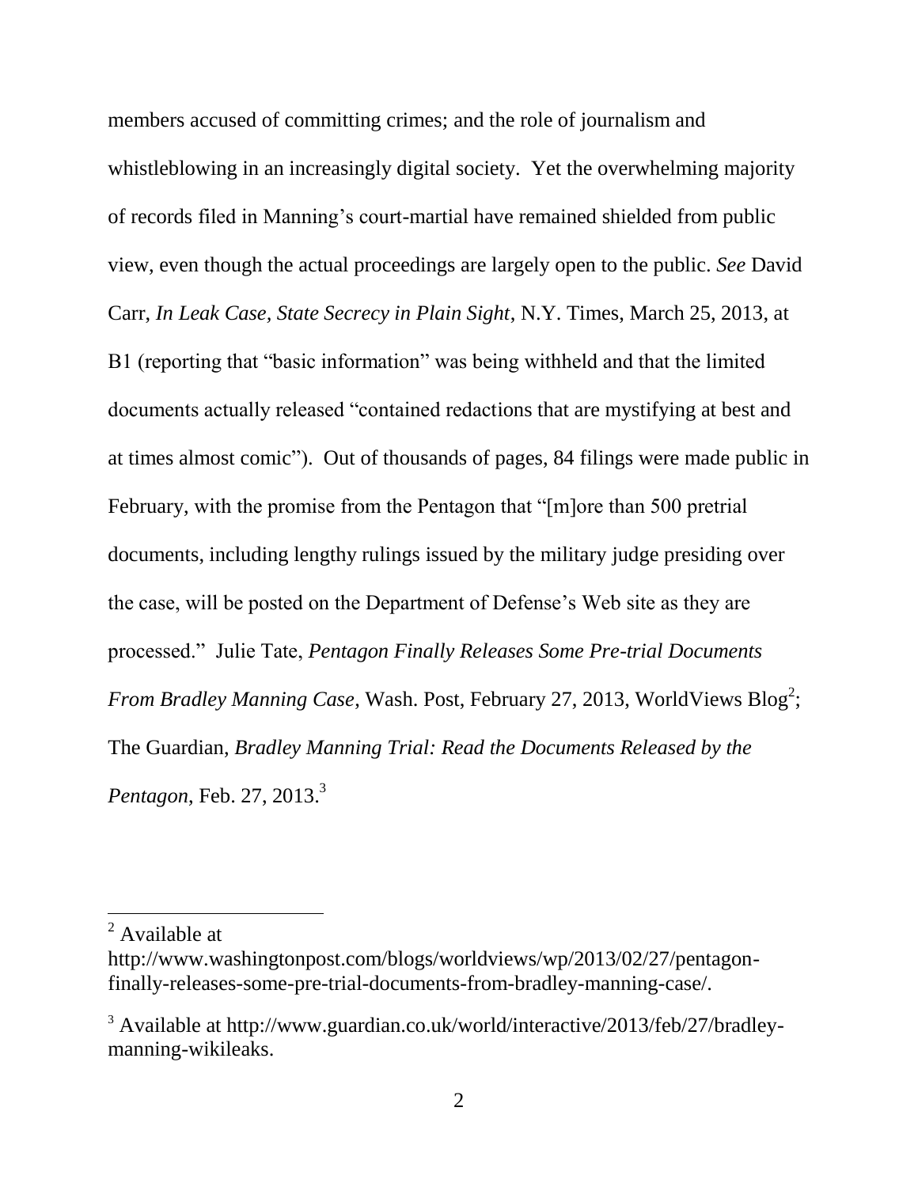members accused of committing crimes; and the role of journalism and whistleblowing in an increasingly digital society. Yet the overwhelming majority of records filed in Manning's court-martial have remained shielded from public view, even though the actual proceedings are largely open to the public. *See* David Carr, *In Leak Case, State Secrecy in Plain Sight*, N.Y. Times, March 25, 2013, at B1 (reporting that "basic information" was being withheld and that the limited documents actually released "contained redactions that are mystifying at best and at times almost comic"). Out of thousands of pages, 84 filings were made public in February, with the promise from the Pentagon that "[m]ore than 500 pretrial documents, including lengthy rulings issued by the military judge presiding over the case, will be posted on the Department of Defense's Web site as they are processed." Julie Tate, *Pentagon Finally Releases Some Pre-trial Documents From Bradley Manning Case*, Wash. Post, February 27, 2013, WorldViews Blog[2]; The Guardian, *Bradley Manning Trial: Read the Documents Released by the Pentagon*, Feb. 27, 2013.[3]

---

[2] Available at http://www.washingtonpost.com/blogs/worldviews/wp/2013/02/27/pentagon-finally-releases-some-pre-trial-documents-from-bradley-manning-case/.

[3] Available at http://www.guardian.co.uk/world/interactive/2013/feb/27/bradley-manning-wikileaks.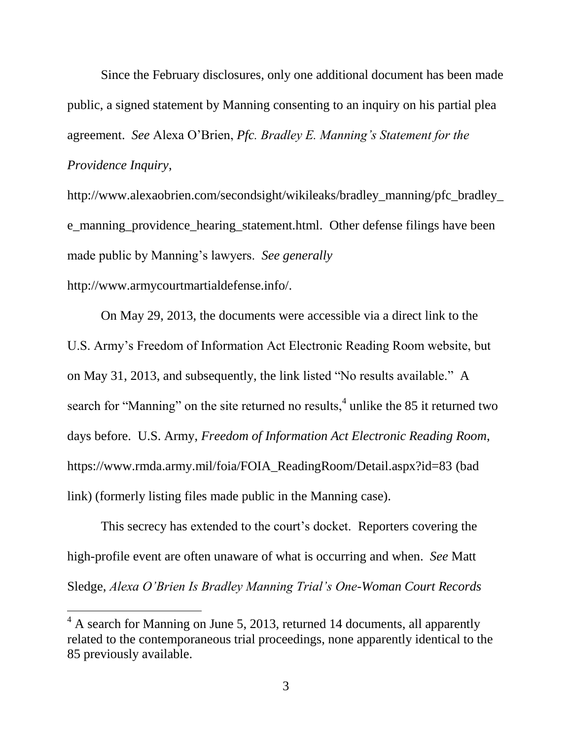Since the February disclosures, only one additional document has been made public, a signed statement by Manning consenting to an inquiry on his partial plea agreement. *See* Alexa O'Brien, *Pfc. Bradley E. Manning's Statement for the Providence Inquiry*, http://www.alexaobrien.com/secondsight/wikileaks/bradley_manning/pfc_bradley_e_manning_providence_hearing_statement.html. Other defense filings have been made public by Manning's lawyers. *See generally* http://www.armycourtmartialdefense.info/.

On May 29, 2013, the documents were accessible via a direct link to the U.S. Army's Freedom of Information Act Electronic Reading Room website, but on May 31, 2013, and subsequently, the link listed "No results available." A search for "Manning" on the site returned no results,[4] unlike the 85 it returned two days before. U.S. Army, *Freedom of Information Act Electronic Reading Room*, https://www.rmda.army.mil/foia/FOIA_ReadingRoom/Detail.aspx?id=83 (bad link) (formerly listing files made public in the Manning case).

This secrecy has extended to the court's docket. Reporters covering the high-profile event are often unaware of what is occurring and when. *See* Matt Sledge, *Alexa O'Brien Is Bradley Manning Trial's One-Woman Court Records*

---

[4] A search for Manning on June 5, 2013, returned 14 documents, all apparently related to the contemporaneous trial proceedings, none apparently identical to the 85 previously available.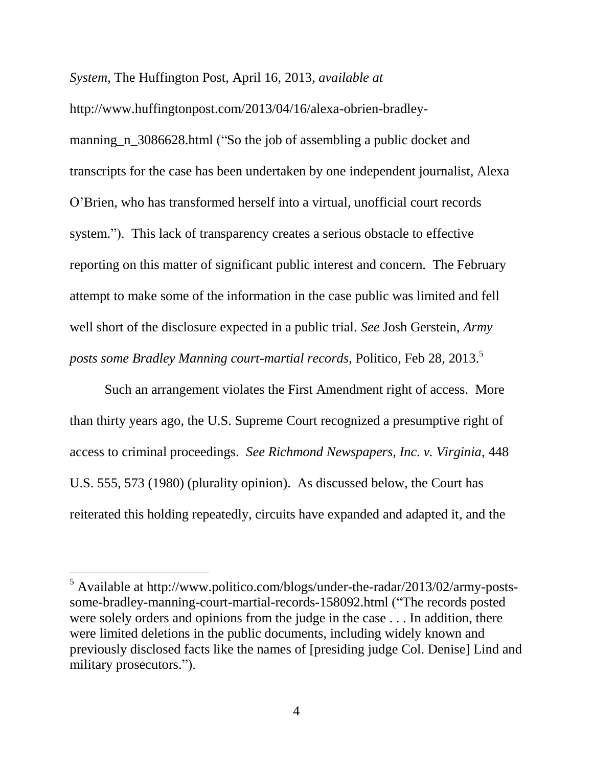*System*, The Huffington Post, April 16, 2013, *available at* http://www.huffingtonpost.com/2013/04/16/alexa-obrien-bradley-manning_n_3086628.html ("So the job of assembling a public docket and transcripts for the case has been undertaken by one independent journalist, Alexa O'Brien, who has transformed herself into a virtual, unofficial court records system."). This lack of transparency creates a serious obstacle to effective reporting on this matter of significant public interest and concern. The February attempt to make some of the information in the case public was limited and fell well short of the disclosure expected in a public trial. *See* Josh Gerstein, *Army posts some Bradley Manning court-martial records*, Politico, Feb 28, 2013.[5]

Such an arrangement violates the First Amendment right of access. More than thirty years ago, the U.S. Supreme Court recognized a presumptive right of access to criminal proceedings. *See Richmond Newspapers, Inc. v. Virginia*, 448 U.S. 555, 573 (1980) (plurality opinion). As discussed below, the Court has reiterated this holding repeatedly, circuits have expanded and adapted it, and the

---

[5] Available at http://www.politico.com/blogs/under-the-radar/2013/02/army-posts-some-bradley-manning-court-martial-records-158092.html ("The records posted were solely orders and opinions from the judge in the case . . . In addition, there were limited deletions in the public documents, including widely known and previously disclosed facts like the names of [presiding judge Col. Denise] Lind and military prosecutors.").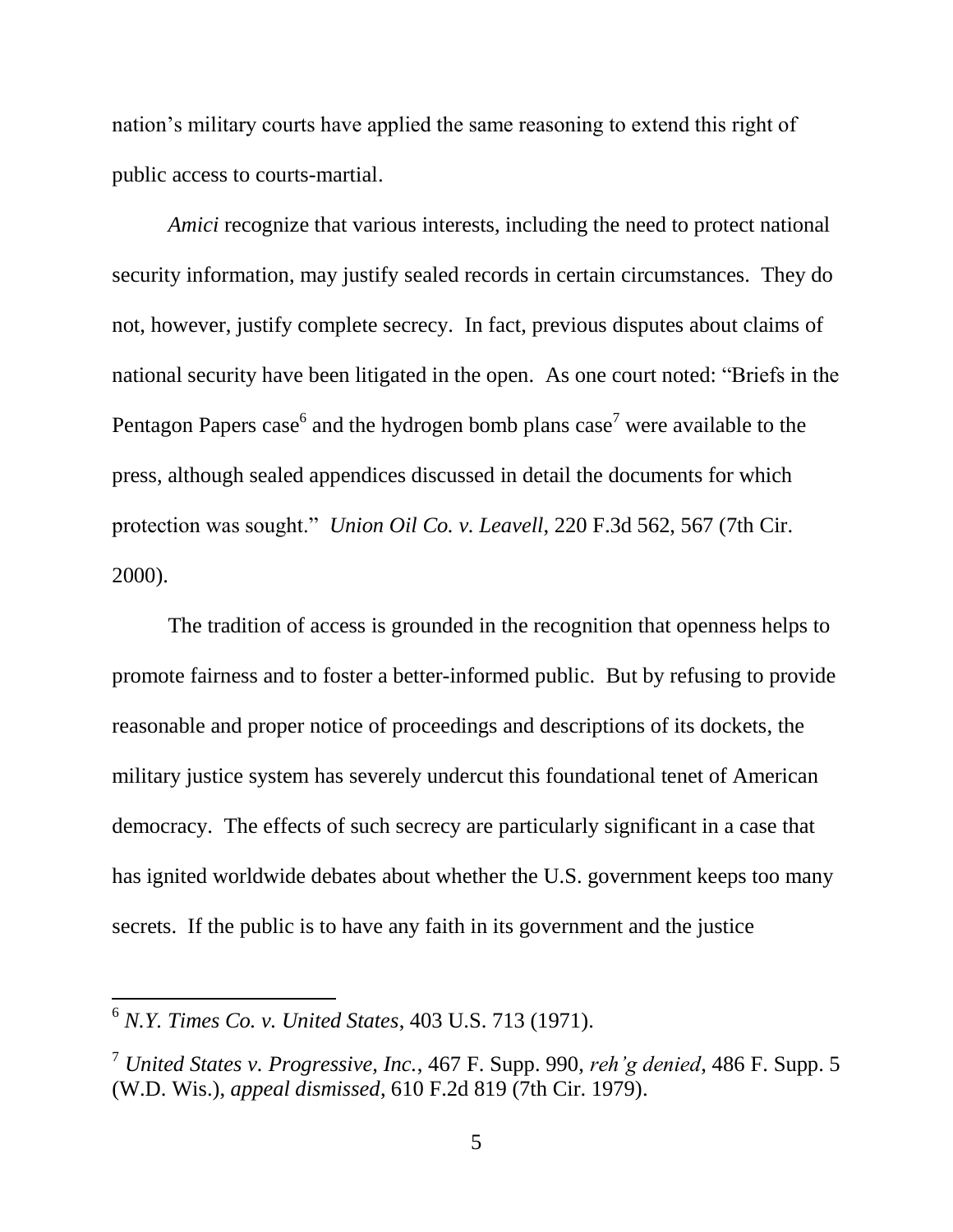nation's military courts have applied the same reasoning to extend this right of public access to courts-martial.

*Amici* recognize that various interests, including the need to protect national security information, may justify sealed records in certain circumstances. They do not, however, justify complete secrecy. In fact, previous disputes about claims of national security have been litigated in the open. As one court noted: "Briefs in the Pentagon Papers case[6] and the hydrogen bomb plans case[7] were available to the press, although sealed appendices discussed in detail the documents for which protection was sought." *Union Oil Co. v. Leavell*, 220 F.3d 562, 567 (7th Cir. 2000).

The tradition of access is grounded in the recognition that openness helps to promote fairness and to foster a better-informed public. But by refusing to provide reasonable and proper notice of proceedings and descriptions of its dockets, the military justice system has severely undercut this foundational tenet of American democracy. The effects of such secrecy are particularly significant in a case that has ignited worldwide debates about whether the U.S. government keeps too many secrets. If the public is to have any faith in its government and the justice

---

[6] *N.Y. Times Co. v. United States*, 403 U.S. 713 (1971).

[7] *United States v. Progressive, Inc.*, 467 F. Supp. 990, *reh'g denied*, 486 F. Supp. 5 (W.D. Wis.), *appeal dismissed*, 610 F.2d 819 (7th Cir. 1979).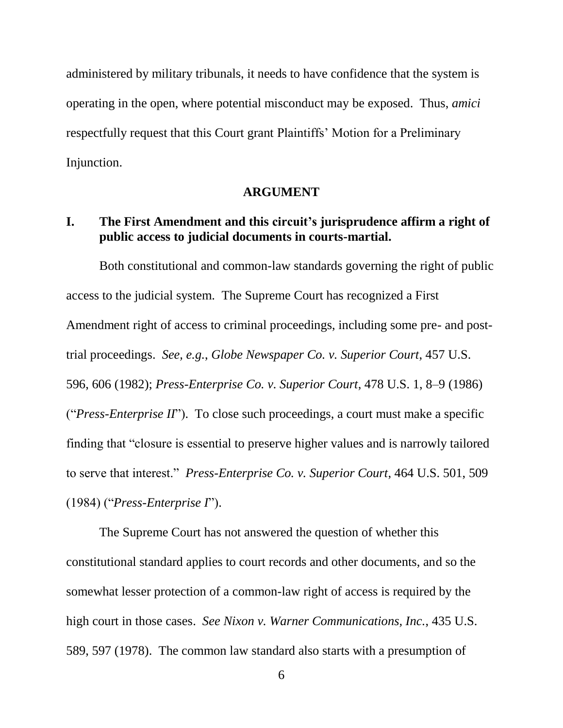administered by military tribunals, it needs to have confidence that the system is operating in the open, where potential misconduct may be exposed. Thus, *amici* respectfully request that this Court grant Plaintiffs' Motion for a Preliminary Injunction.

## ARGUMENT

### I. The First Amendment and this circuit's jurisprudence affirm a right of public access to judicial documents in courts-martial.

Both constitutional and common-law standards governing the right of public access to the judicial system. The Supreme Court has recognized a First Amendment right of access to criminal proceedings, including some pre- and post-trial proceedings. *See, e.g.*, *Globe Newspaper Co. v. Superior Court*, 457 U.S. 596, 606 (1982); *Press-Enterprise Co. v. Superior Court*, 478 U.S. 1, 8–9 (1986) ("*Press-Enterprise II*"). To close such proceedings, a court must make a specific finding that "closure is essential to preserve higher values and is narrowly tailored to serve that interest." *Press-Enterprise Co. v. Superior Court*, 464 U.S. 501, 509 (1984) ("*Press-Enterprise I*").

The Supreme Court has not answered the question of whether this constitutional standard applies to court records and other documents, and so the somewhat lesser protection of a common-law right of access is required by the high court in those cases. *See Nixon v. Warner Communications, Inc.*, 435 U.S. 589, 597 (1978). The common law standard also starts with a presumption of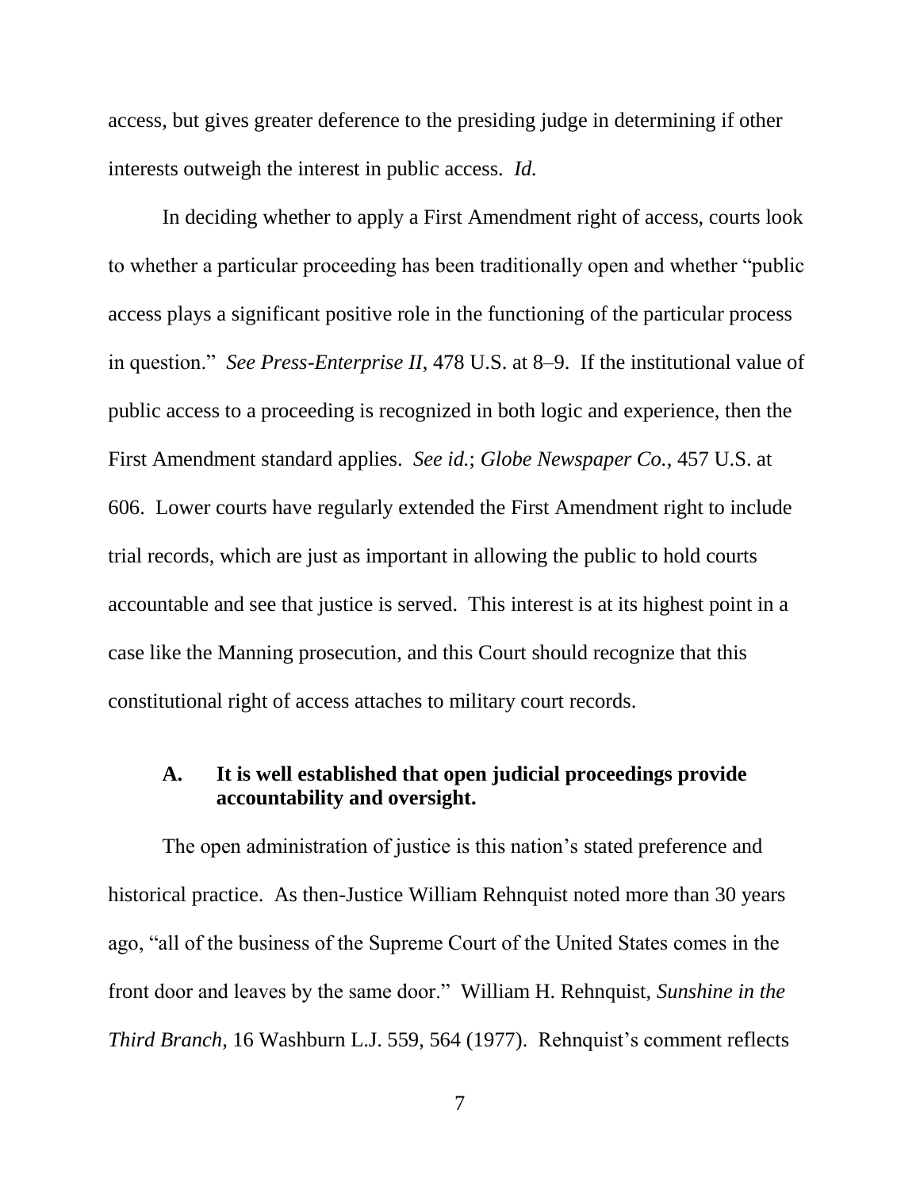access, but gives greater deference to the presiding judge in determining if other interests outweigh the interest in public access. *Id.*

In deciding whether to apply a First Amendment right of access, courts look to whether a particular proceeding has been traditionally open and whether "public access plays a significant positive role in the functioning of the particular process in question." *See Press-Enterprise II*, 478 U.S. at 8–9. If the institutional value of public access to a proceeding is recognized in both logic and experience, then the First Amendment standard applies. *See id.*; *Globe Newspaper Co.*, 457 U.S. at 606. Lower courts have regularly extended the First Amendment right to include trial records, which are just as important in allowing the public to hold courts accountable and see that justice is served. This interest is at its highest point in a case like the Manning prosecution, and this Court should recognize that this constitutional right of access attaches to military court records.

### A. It is well established that open judicial proceedings provide accountability and oversight.

The open administration of justice is this nation's stated preference and historical practice. As then-Justice William Rehnquist noted more than 30 years ago, "all of the business of the Supreme Court of the United States comes in the front door and leaves by the same door." William H. Rehnquist, *Sunshine in the Third Branch*, 16 Washburn L.J. 559, 564 (1977). Rehnquist's comment reflects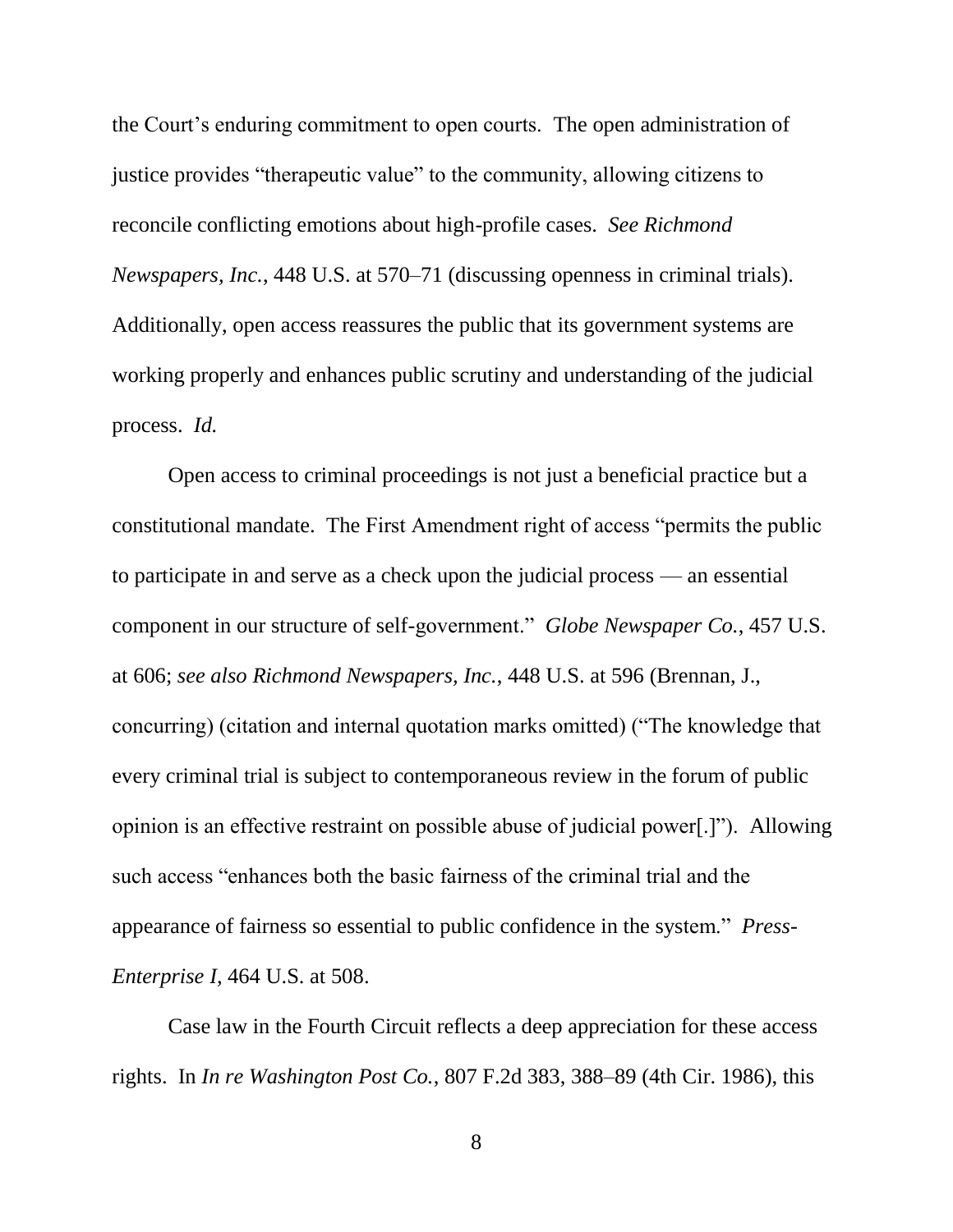the Court's enduring commitment to open courts. The open administration of justice provides "therapeutic value" to the community, allowing citizens to reconcile conflicting emotions about high-profile cases. *See Richmond Newspapers, Inc.*, 448 U.S. at 570–71 (discussing openness in criminal trials). Additionally, open access reassures the public that its government systems are working properly and enhances public scrutiny and understanding of the judicial process. *Id.*

Open access to criminal proceedings is not just a beneficial practice but a constitutional mandate. The First Amendment right of access "permits the public to participate in and serve as a check upon the judicial process — an essential component in our structure of self-government." *Globe Newspaper Co.*, 457 U.S. at 606; *see also Richmond Newspapers, Inc.*, 448 U.S. at 596 (Brennan, J., concurring) (citation and internal quotation marks omitted) ("The knowledge that every criminal trial is subject to contemporaneous review in the forum of public opinion is an effective restraint on possible abuse of judicial power[.]"). Allowing such access "enhances both the basic fairness of the criminal trial and the appearance of fairness so essential to public confidence in the system." *Press-Enterprise I*, 464 U.S. at 508.

Case law in the Fourth Circuit reflects a deep appreciation for these access rights. In *In re Washington Post Co.*, 807 F.2d 383, 388–89 (4th Cir. 1986), this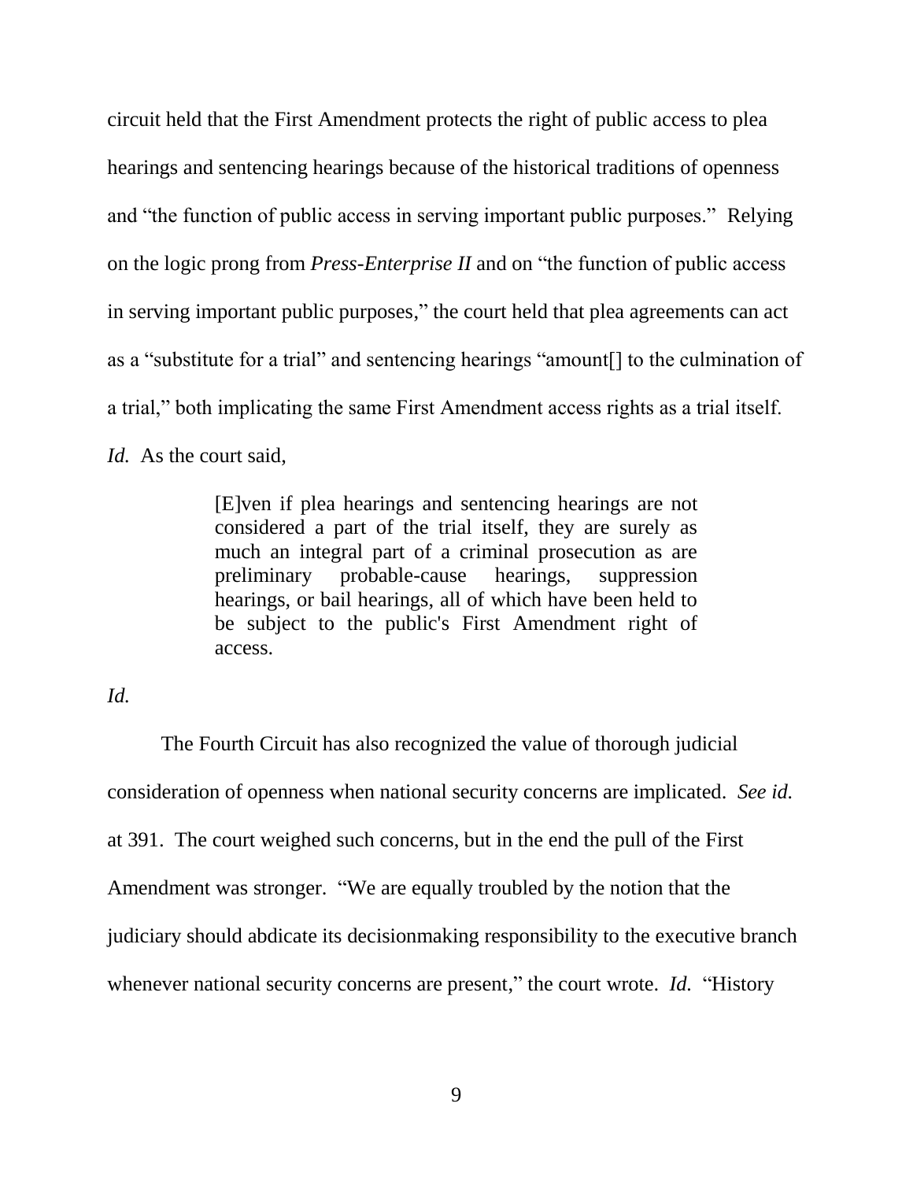circuit held that the First Amendment protects the right of public access to plea hearings and sentencing hearings because of the historical traditions of openness and "the function of public access in serving important public purposes." Relying on the logic prong from *Press-Enterprise II* and on "the function of public access in serving important public purposes," the court held that plea agreements can act as a "substitute for a trial" and sentencing hearings "amount[] to the culmination of a trial," both implicating the same First Amendment access rights as a trial itself. *Id.* As the court said,

> [E]ven if plea hearings and sentencing hearings are not considered a part of the trial itself, they are surely as much an integral part of a criminal prosecution as are preliminary probable-cause hearings, suppression hearings, or bail hearings, all of which have been held to be subject to the public's First Amendment right of access.

*Id.*

The Fourth Circuit has also recognized the value of thorough judicial consideration of openness when national security concerns are implicated. *See id.* at 391. The court weighed such concerns, but in the end the pull of the First Amendment was stronger. "We are equally troubled by the notion that the judiciary should abdicate its decisionmaking responsibility to the executive branch whenever national security concerns are present," the court wrote. *Id.* "History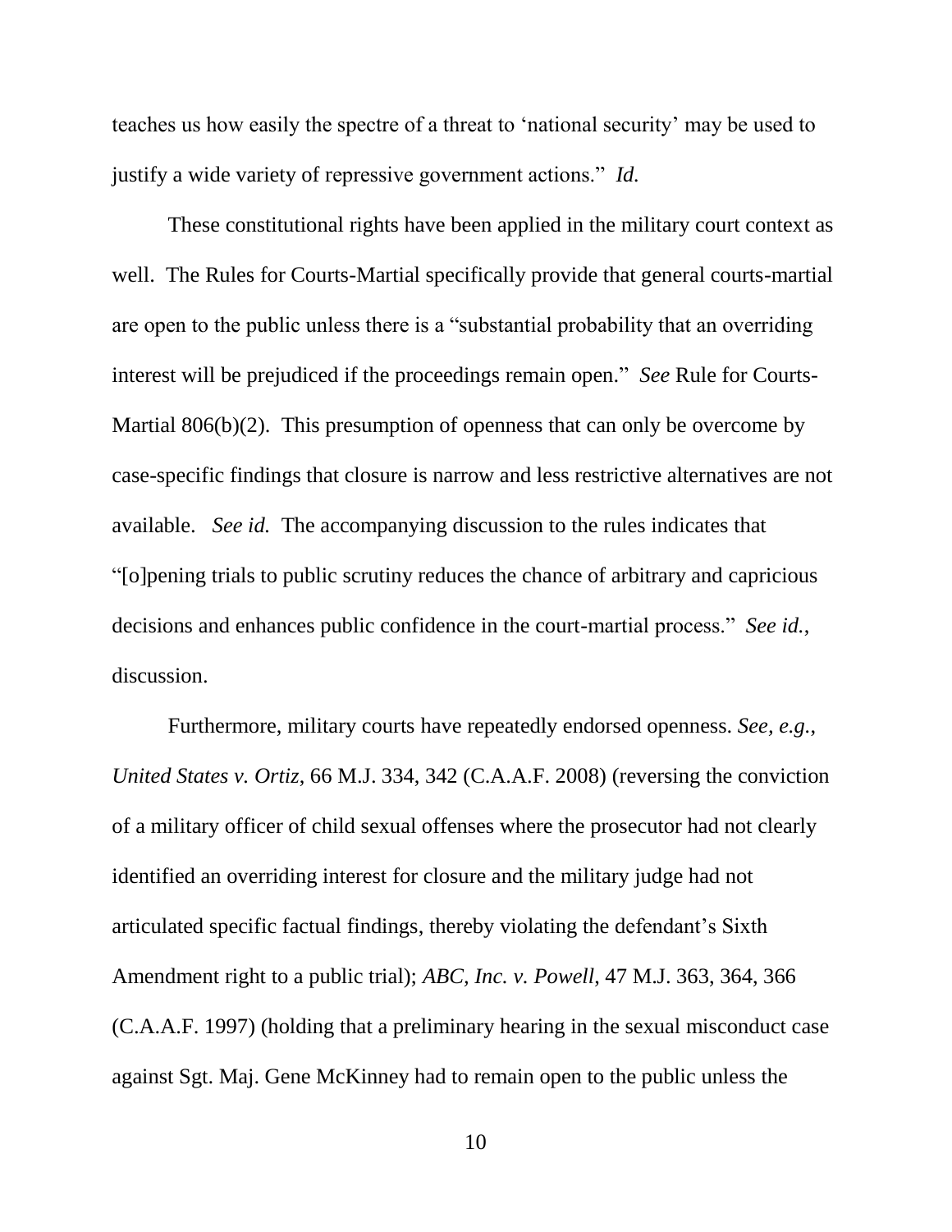teaches us how easily the spectre of a threat to 'national security' may be used to justify a wide variety of repressive government actions." *Id.*

These constitutional rights have been applied in the military court context as well. The Rules for Courts-Martial specifically provide that general courts-martial are open to the public unless there is a "substantial probability that an overriding interest will be prejudiced if the proceedings remain open." *See* Rule for Courts-Martial 806(b)(2). This presumption of openness that can only be overcome by case-specific findings that closure is narrow and less restrictive alternatives are not available. *See id.* The accompanying discussion to the rules indicates that "[o]pening trials to public scrutiny reduces the chance of arbitrary and capricious decisions and enhances public confidence in the court-martial process." *See id.*, discussion.

Furthermore, military courts have repeatedly endorsed openness. *See, e.g.*, *United States v. Ortiz*, 66 M.J. 334, 342 (C.A.A.F. 2008) (reversing the conviction of a military officer of child sexual offenses where the prosecutor had not clearly identified an overriding interest for closure and the military judge had not articulated specific factual findings, thereby violating the defendant's Sixth Amendment right to a public trial); *ABC, Inc. v. Powell*, 47 M.J. 363, 364, 366 (C.A.A.F. 1997) (holding that a preliminary hearing in the sexual misconduct case against Sgt. Maj. Gene McKinney had to remain open to the public unless the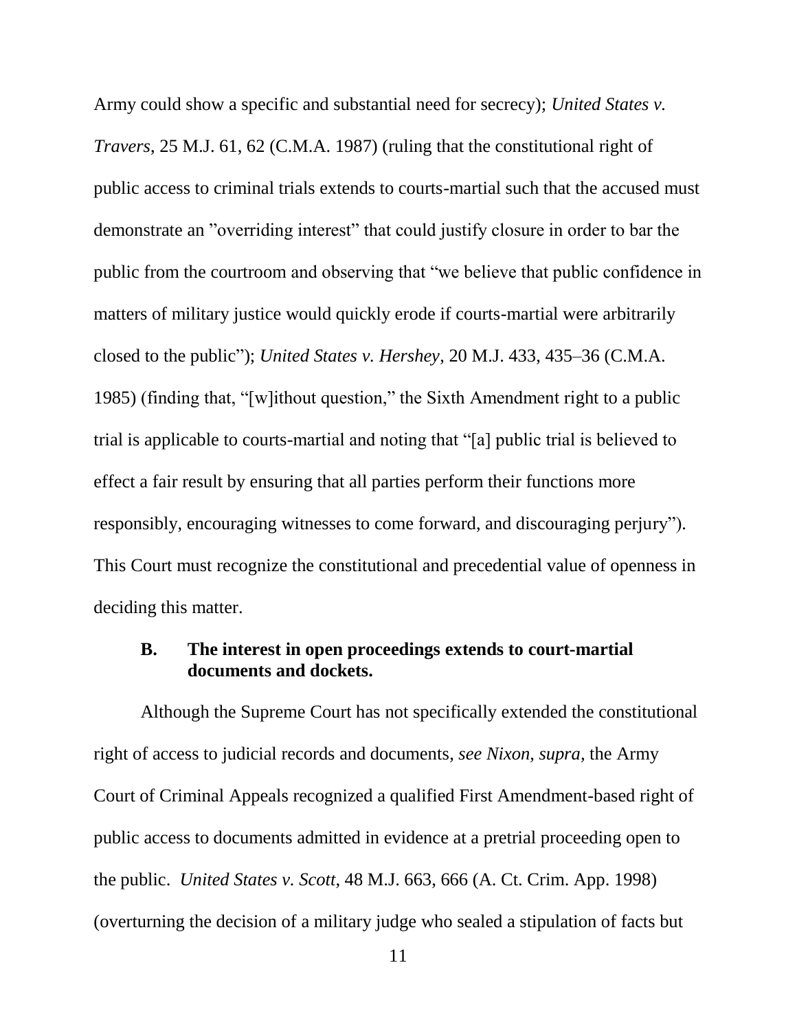Army could show a specific and substantial need for secrecy); *United States v. Travers*, 25 M.J. 61, 62 (C.M.A. 1987) (ruling that the constitutional right of public access to criminal trials extends to courts-martial such that the accused must demonstrate an "overriding interest" that could justify closure in order to bar the public from the courtroom and observing that "we believe that public confidence in matters of military justice would quickly erode if courts-martial were arbitrarily closed to the public"); *United States v. Hershey*, 20 M.J. 433, 435–36 (C.M.A. 1985) (finding that, "[w]ithout question," the Sixth Amendment right to a public trial is applicable to courts-martial and noting that "[a] public trial is believed to effect a fair result by ensuring that all parties perform their functions more responsibly, encouraging witnesses to come forward, and discouraging perjury"). This Court must recognize the constitutional and precedential value of openness in deciding this matter.

### B. The interest in open proceedings extends to court-martial documents and dockets.

Although the Supreme Court has not specifically extended the constitutional right of access to judicial records and documents, *see Nixon, supra*, the Army Court of Criminal Appeals recognized a qualified First Amendment-based right of public access to documents admitted in evidence at a pretrial proceeding open to the public. *United States v. Scott*, 48 M.J. 663, 666 (A. Ct. Crim. App. 1998) (overturning the decision of a military judge who sealed a stipulation of facts but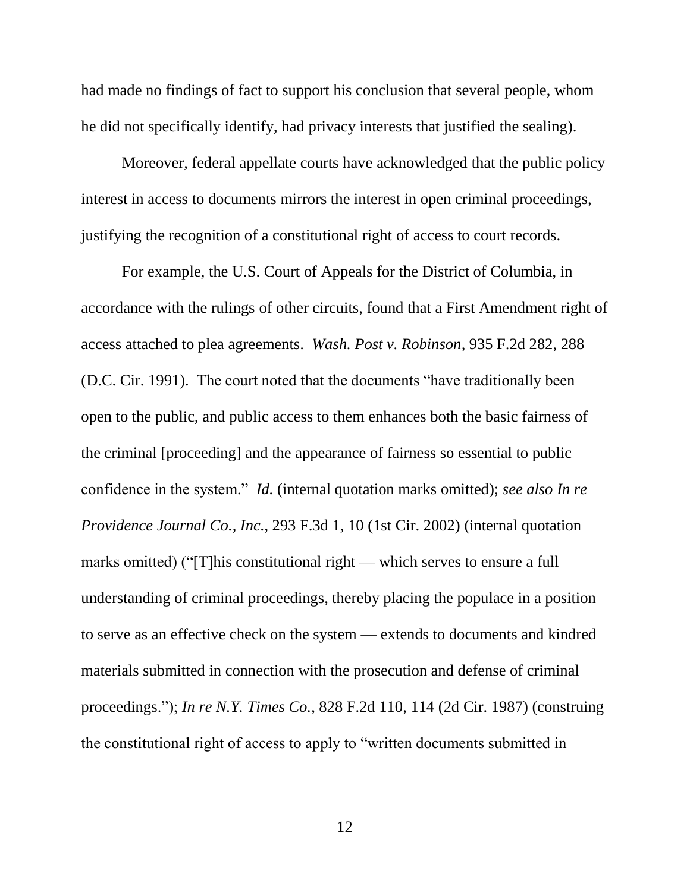had made no findings of fact to support his conclusion that several people, whom he did not specifically identify, had privacy interests that justified the sealing).

Moreover, federal appellate courts have acknowledged that the public policy interest in access to documents mirrors the interest in open criminal proceedings, justifying the recognition of a constitutional right of access to court records.

For example, the U.S. Court of Appeals for the District of Columbia, in accordance with the rulings of other circuits, found that a First Amendment right of access attached to plea agreements. *Wash. Post v. Robinson*, 935 F.2d 282, 288 (D.C. Cir. 1991). The court noted that the documents "have traditionally been open to the public, and public access to them enhances both the basic fairness of the criminal [proceeding] and the appearance of fairness so essential to public confidence in the system." *Id.* (internal quotation marks omitted); *see also In re Providence Journal Co., Inc.*, 293 F.3d 1, 10 (1st Cir. 2002) (internal quotation marks omitted) ("[T]his constitutional right — which serves to ensure a full understanding of criminal proceedings, thereby placing the populace in a position to serve as an effective check on the system — extends to documents and kindred materials submitted in connection with the prosecution and defense of criminal proceedings."); *In re N.Y. Times Co.*, 828 F.2d 110, 114 (2d Cir. 1987) (construing the constitutional right of access to apply to "written documents submitted in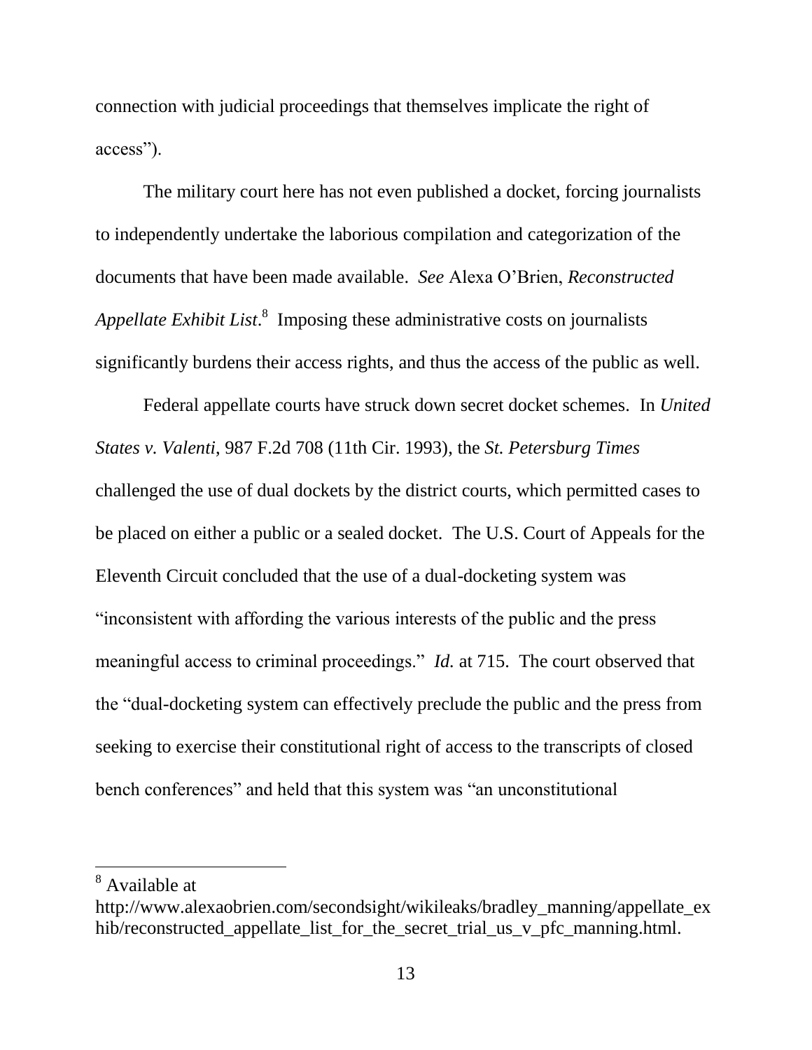connection with judicial proceedings that themselves implicate the right of access").

The military court here has not even published a docket, forcing journalists to independently undertake the laborious compilation and categorization of the documents that have been made available. *See* Alexa O'Brien, *Reconstructed Appellate Exhibit List*.[8] Imposing these administrative costs on journalists significantly burdens their access rights, and thus the access of the public as well.

Federal appellate courts have struck down secret docket schemes. In *United States v. Valenti*, 987 F.2d 708 (11th Cir. 1993), the *St. Petersburg Times* challenged the use of dual dockets by the district courts, which permitted cases to be placed on either a public or a sealed docket. The U.S. Court of Appeals for the Eleventh Circuit concluded that the use of a dual-docketing system was "inconsistent with affording the various interests of the public and the press meaningful access to criminal proceedings." *Id.* at 715. The court observed that the "dual-docketing system can effectively preclude the public and the press from seeking to exercise their constitutional right of access to the transcripts of closed bench conferences" and held that this system was "an unconstitutional

---

[8] Available at http://www.alexaobrien.com/secondsight/wikileaks/bradley_manning/appellate_exhib/reconstructed_appellate_list_for_the_secret_trial_us_v_pfc_manning.html.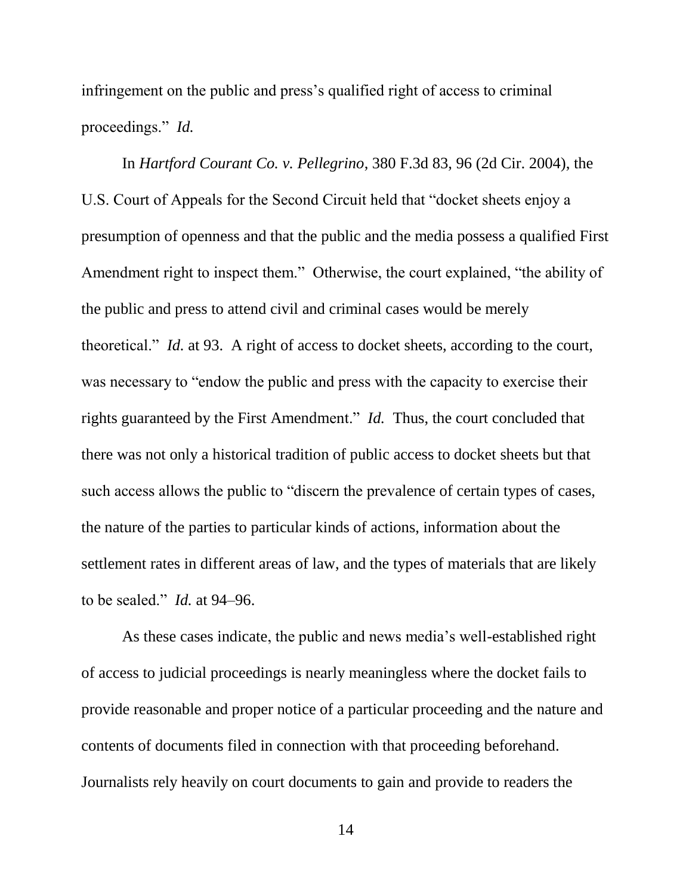infringement on the public and press's qualified right of access to criminal proceedings." *Id.*

In *Hartford Courant Co. v. Pellegrino*, 380 F.3d 83, 96 (2d Cir. 2004), the U.S. Court of Appeals for the Second Circuit held that "docket sheets enjoy a presumption of openness and that the public and the media possess a qualified First Amendment right to inspect them." Otherwise, the court explained, "the ability of the public and press to attend civil and criminal cases would be merely theoretical." *Id.* at 93. A right of access to docket sheets, according to the court, was necessary to "endow the public and press with the capacity to exercise their rights guaranteed by the First Amendment." *Id.* Thus, the court concluded that there was not only a historical tradition of public access to docket sheets but that such access allows the public to "discern the prevalence of certain types of cases, the nature of the parties to particular kinds of actions, information about the settlement rates in different areas of law, and the types of materials that are likely to be sealed." *Id.* at 94–96.

As these cases indicate, the public and news media's well-established right of access to judicial proceedings is nearly meaningless where the docket fails to provide reasonable and proper notice of a particular proceeding and the nature and contents of documents filed in connection with that proceeding beforehand. Journalists rely heavily on court documents to gain and provide to readers the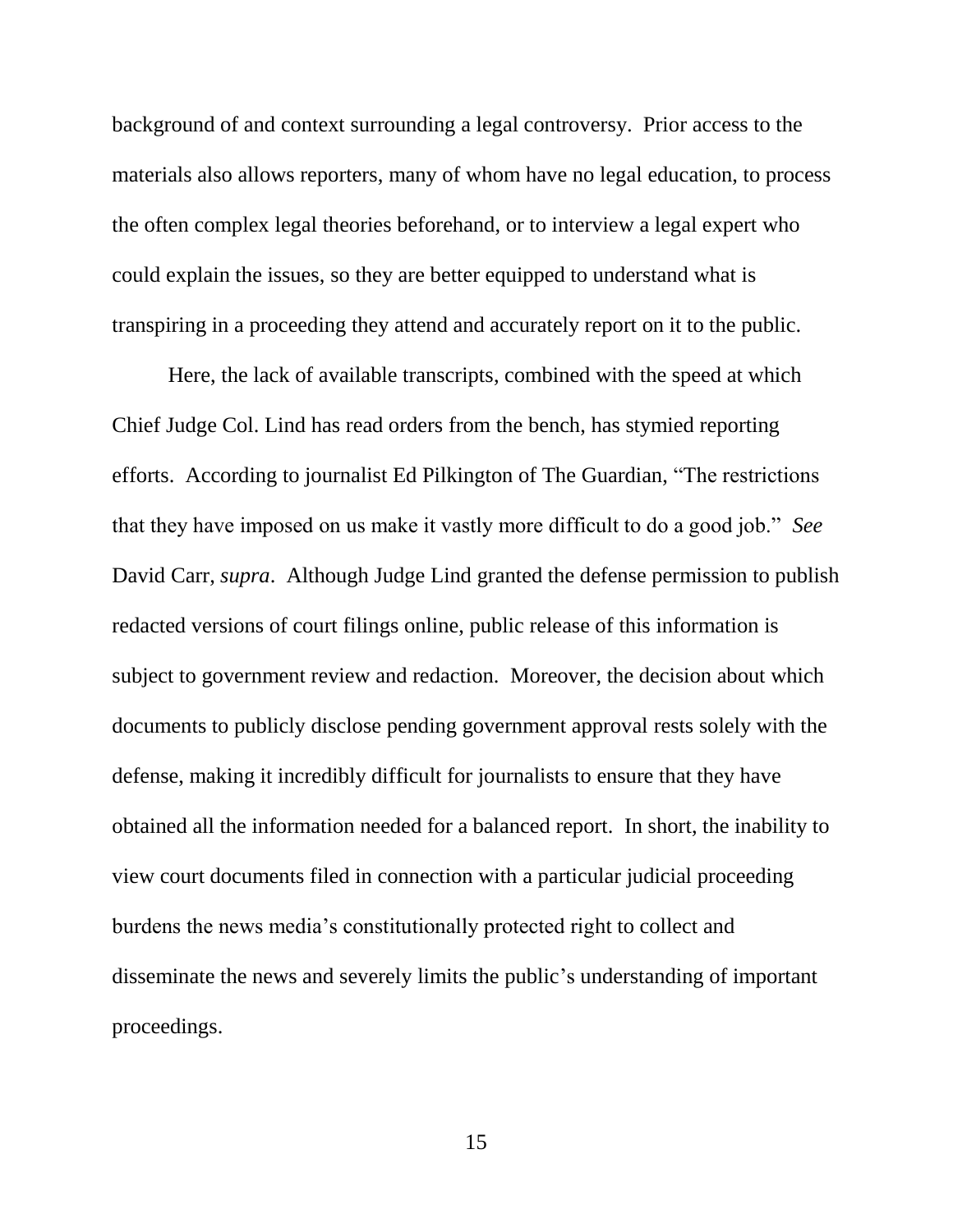background of and context surrounding a legal controversy. Prior access to the materials also allows reporters, many of whom have no legal education, to process the often complex legal theories beforehand, or to interview a legal expert who could explain the issues, so they are better equipped to understand what is transpiring in a proceeding they attend and accurately report on it to the public.

Here, the lack of available transcripts, combined with the speed at which Chief Judge Col. Lind has read orders from the bench, has stymied reporting efforts. According to journalist Ed Pilkington of The Guardian, "The restrictions that they have imposed on us make it vastly more difficult to do a good job." *See* David Carr, *supra*. Although Judge Lind granted the defense permission to publish redacted versions of court filings online, public release of this information is subject to government review and redaction. Moreover, the decision about which documents to publicly disclose pending government approval rests solely with the defense, making it incredibly difficult for journalists to ensure that they have obtained all the information needed for a balanced report. In short, the inability to view court documents filed in connection with a particular judicial proceeding burdens the news media's constitutionally protected right to collect and disseminate the news and severely limits the public's understanding of important proceedings.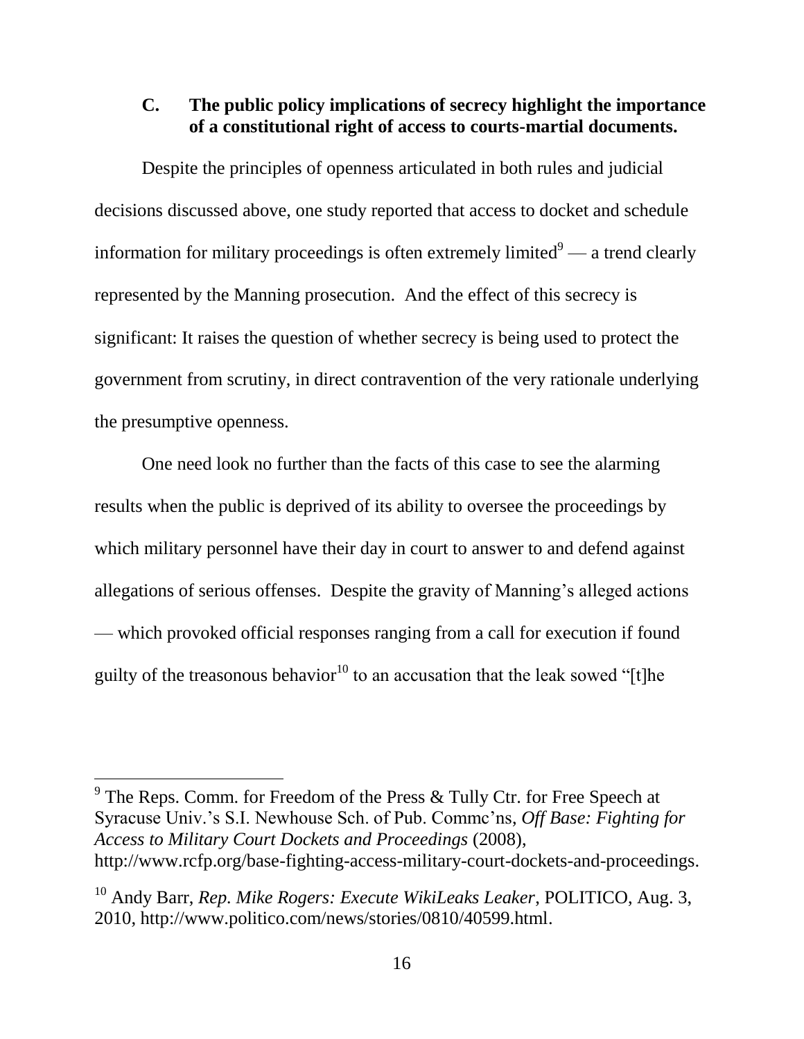### C. The public policy implications of secrecy highlight the importance of a constitutional right of access to courts-martial documents.

Despite the principles of openness articulated in both rules and judicial decisions discussed above, one study reported that access to docket and schedule information for military proceedings is often extremely limited[9] — a trend clearly represented by the Manning prosecution. And the effect of this secrecy is significant: It raises the question of whether secrecy is being used to protect the government from scrutiny, in direct contravention of the very rationale underlying the presumptive openness.

One need look no further than the facts of this case to see the alarming results when the public is deprived of its ability to oversee the proceedings by which military personnel have their day in court to answer to and defend against allegations of serious offenses. Despite the gravity of Manning's alleged actions — which provoked official responses ranging from a call for execution if found guilty of the treasonous behavior[10] to an accusation that the leak sowed "[t]he

---

[9] The Reps. Comm. for Freedom of the Press & Tully Ctr. for Free Speech at Syracuse Univ.'s S.I. Newhouse Sch. of Pub. Commc'ns, *Off Base: Fighting for Access to Military Court Dockets and Proceedings* (2008), http://www.rcfp.org/base-fighting-access-military-court-dockets-and-proceedings.

[10] Andy Barr, *Rep. Mike Rogers: Execute WikiLeaks Leaker*, POLITICO, Aug. 3, 2010, http://www.politico.com/news/stories/0810/40599.html.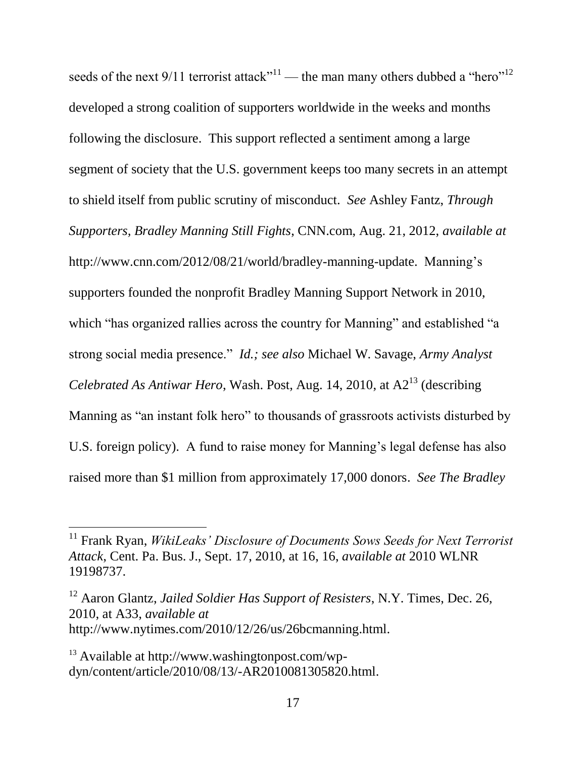seeds of the next 9/11 terrorist attack"[11] — the man many others dubbed a "hero"[12] developed a strong coalition of supporters worldwide in the weeks and months following the disclosure. This support reflected a sentiment among a large segment of society that the U.S. government keeps too many secrets in an attempt to shield itself from public scrutiny of misconduct. *See* Ashley Fantz, *Through Supporters, Bradley Manning Still Fights*, CNN.com, Aug. 21, 2012, *available at* http://www.cnn.com/2012/08/21/world/bradley-manning-update. Manning's supporters founded the nonprofit Bradley Manning Support Network in 2010, which "has organized rallies across the country for Manning" and established "a strong social media presence." *Id.; see also* Michael W. Savage, *Army Analyst Celebrated As Antiwar Hero*, Wash. Post, Aug. 14, 2010, at A2[13] (describing Manning as "an instant folk hero" to thousands of grassroots activists disturbed by U.S. foreign policy). A fund to raise money for Manning's legal defense has also raised more than $1 million from approximately 17,000 donors. *See The Bradley*

---

[11] Frank Ryan, *WikiLeaks' Disclosure of Documents Sows Seeds for Next Terrorist Attack*, Cent. Pa. Bus. J., Sept. 17, 2010, at 16, 16, *available at* 2010 WLNR 19198737.

[12] Aaron Glantz, *Jailed Soldier Has Support of Resisters*, N.Y. Times, Dec. 26, 2010, at A33, *available at* http://www.nytimes.com/2010/12/26/us/26bcmanning.html.

[13] Available at http://www.washingtonpost.com/wp-dyn/content/article/2010/08/13/-AR2010081305820.html.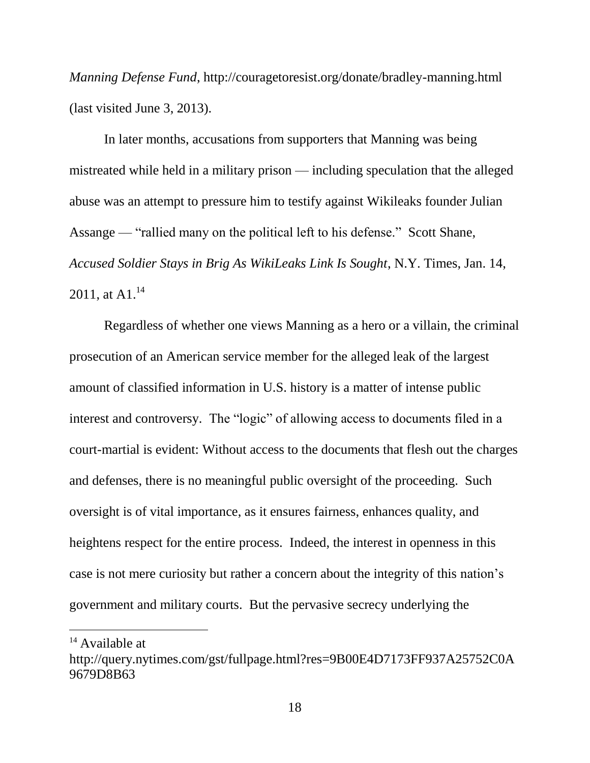*Manning Defense Fund*, http://couragetoresist.org/donate/bradley-manning.html (last visited June 3, 2013).

In later months, accusations from supporters that Manning was being mistreated while held in a military prison — including speculation that the alleged abuse was an attempt to pressure him to testify against Wikileaks founder Julian Assange — "rallied many on the political left to his defense." Scott Shane, *Accused Soldier Stays in Brig As WikiLeaks Link Is Sought*, N.Y. Times, Jan. 14, 2011, at A1.[14]

Regardless of whether one views Manning as a hero or a villain, the criminal prosecution of an American service member for the alleged leak of the largest amount of classified information in U.S. history is a matter of intense public interest and controversy. The "logic" of allowing access to documents filed in a court-martial is evident: Without access to the documents that flesh out the charges and defenses, there is no meaningful public oversight of the proceeding. Such oversight is of vital importance, as it ensures fairness, enhances quality, and heightens respect for the entire process. Indeed, the interest in openness in this case is not mere curiosity but rather a concern about the integrity of this nation's government and military courts. But the pervasive secrecy underlying the

---

[14] Available at http://query.nytimes.com/gst/fullpage.html?res=9B00E4D7173FF937A25752C0A9679D8B63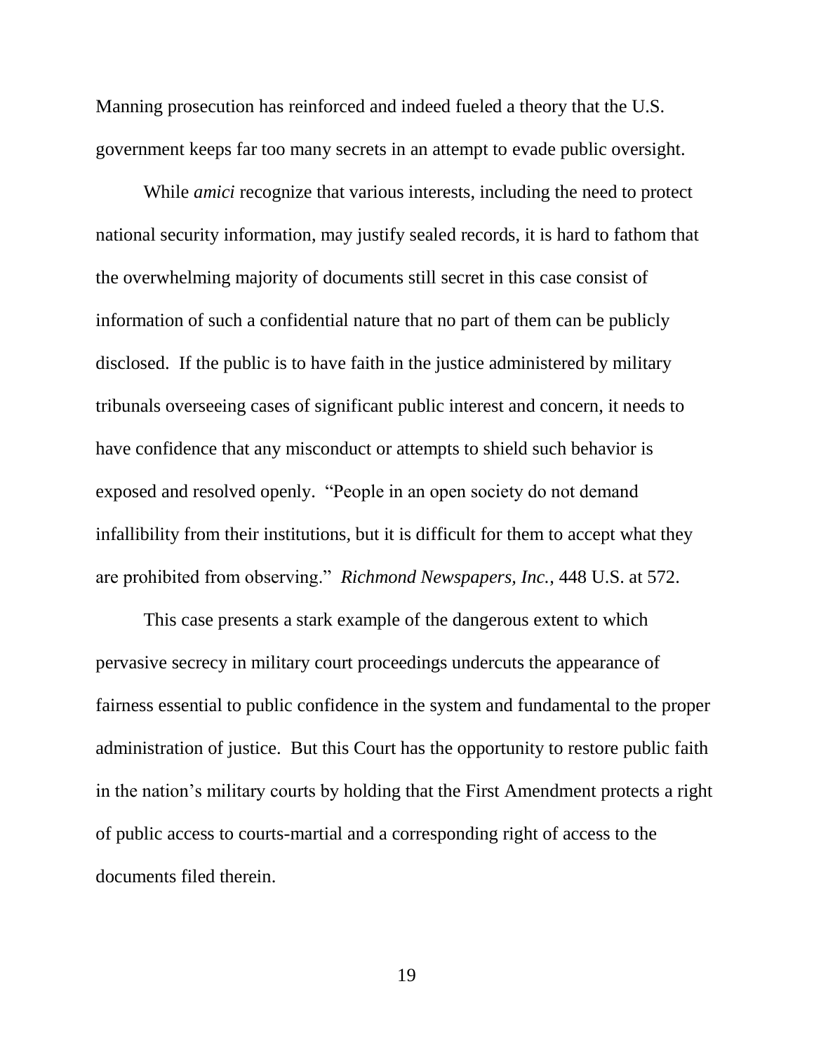Manning prosecution has reinforced and indeed fueled a theory that the U.S. government keeps far too many secrets in an attempt to evade public oversight.

While *amici* recognize that various interests, including the need to protect national security information, may justify sealed records, it is hard to fathom that the overwhelming majority of documents still secret in this case consist of information of such a confidential nature that no part of them can be publicly disclosed. If the public is to have faith in the justice administered by military tribunals overseeing cases of significant public interest and concern, it needs to have confidence that any misconduct or attempts to shield such behavior is exposed and resolved openly. "People in an open society do not demand infallibility from their institutions, but it is difficult for them to accept what they are prohibited from observing." *Richmond Newspapers, Inc.*, 448 U.S. at 572.

This case presents a stark example of the dangerous extent to which pervasive secrecy in military court proceedings undercuts the appearance of fairness essential to public confidence in the system and fundamental to the proper administration of justice. But this Court has the opportunity to restore public faith in the nation's military courts by holding that the First Amendment protects a right of public access to courts-martial and a corresponding right of access to the documents filed therein.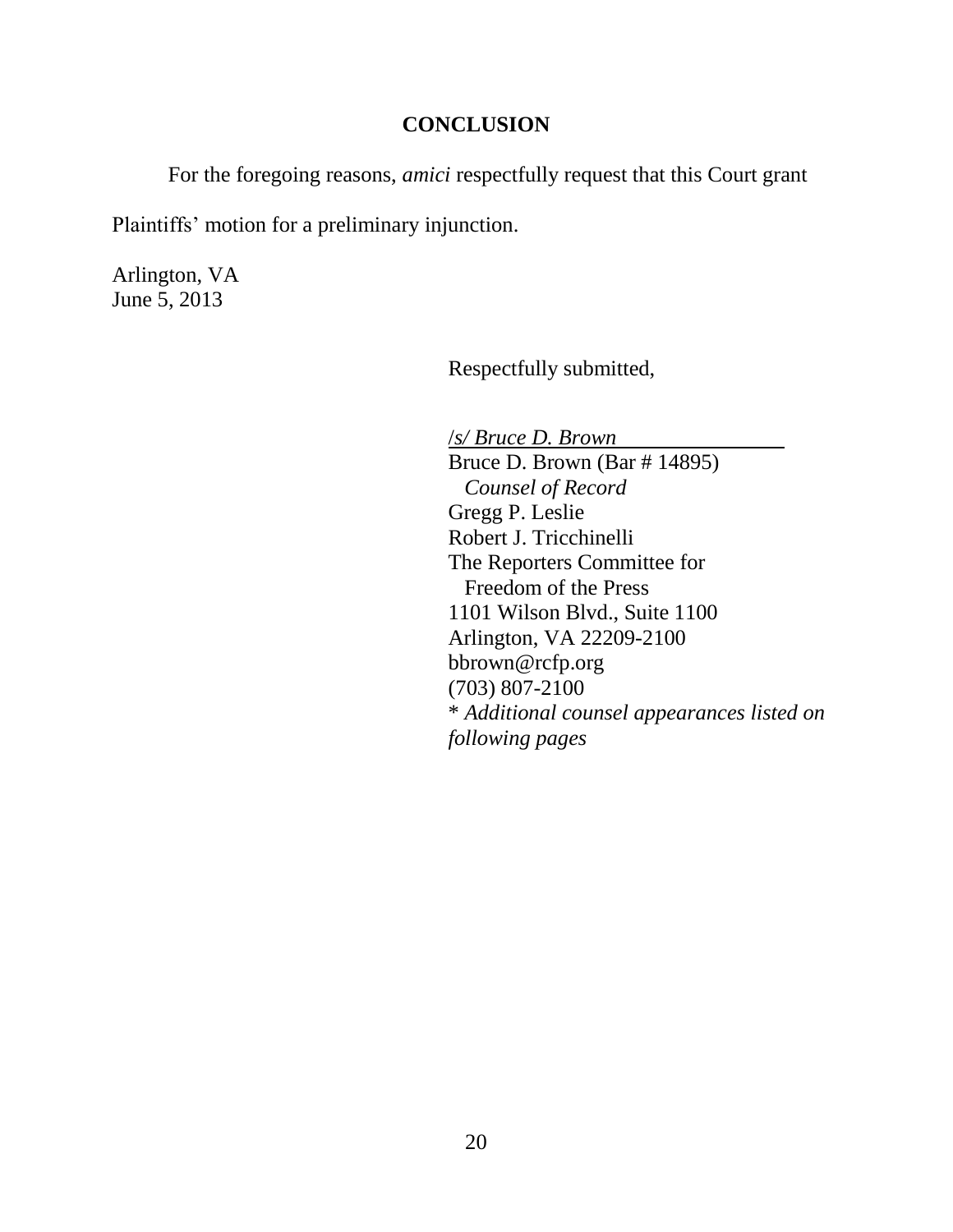## CONCLUSION

For the foregoing reasons, *amici* respectfully request that this Court grant Plaintiffs' motion for a preliminary injunction.

Arlington, VA
June 5, 2013

Respectfully submitted,

*/s/ Bruce D. Brown*
Bruce D. Brown (Bar # 14895)
*Counsel of Record*
Gregg P. Leslie
Robert J. Tricchinelli
The Reporters Committee for Freedom of the Press
1101 Wilson Blvd., Suite 1100
Arlington, VA 22209-2100
bbrown@rcfp.org
(703) 807-2100
* *Additional counsel appearances listed on following pages*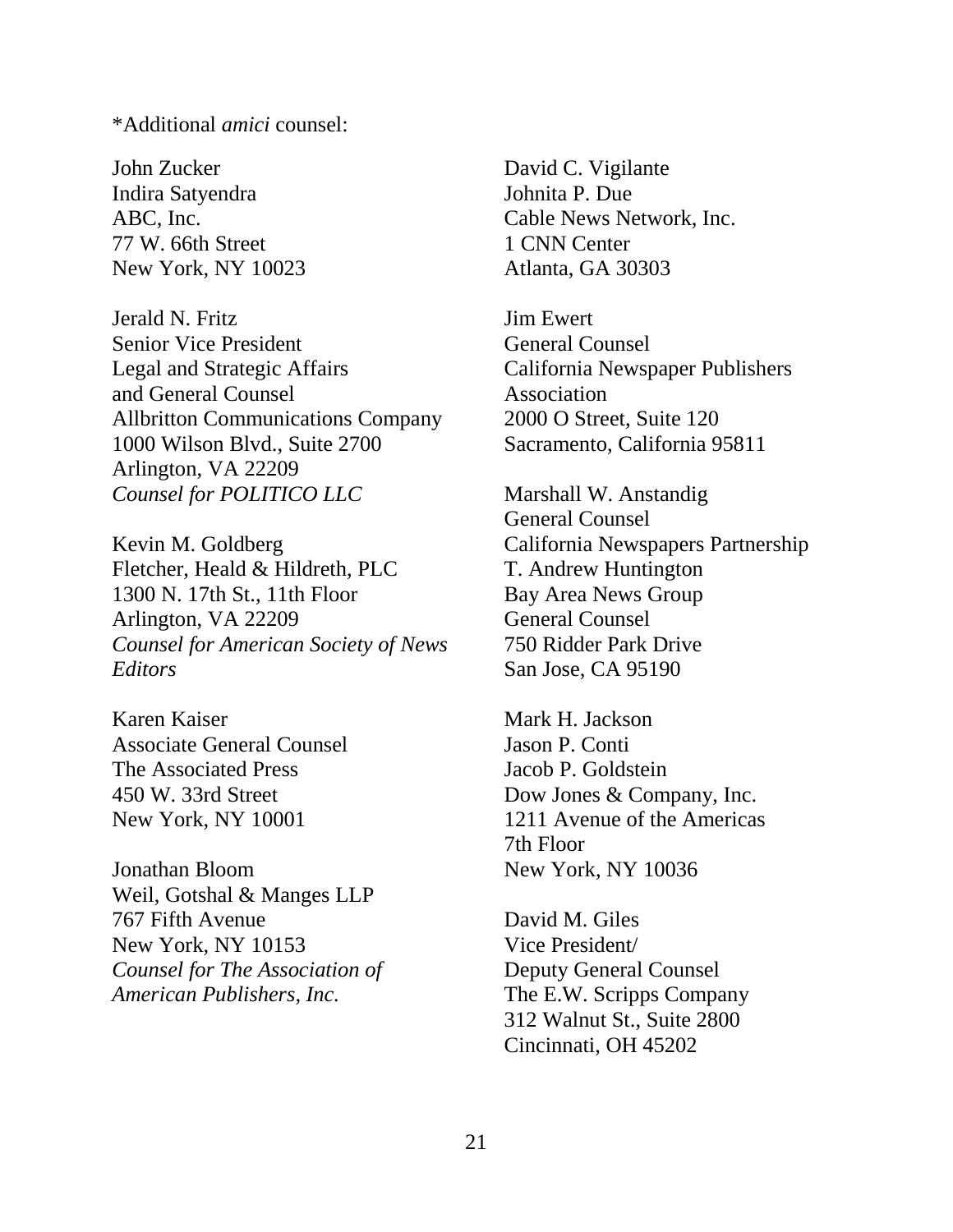*Additional *amici* counsel:

John Zucker
Indira Satyendra
ABC, Inc.
77 W. 66th Street
New York, NY 10023

Jerald N. Fritz
Senior Vice President
Legal and Strategic Affairs
and General Counsel
Allbritton Communications Company
1000 Wilson Blvd., Suite 2700
Arlington, VA 22209
*Counsel for POLITICO LLC*

Kevin M. Goldberg
Fletcher, Heald & Hildreth, PLC
1300 N. 17th St., 11th Floor
Arlington, VA 22209
*Counsel for American Society of News Editors*

Karen Kaiser
Associate General Counsel
The Associated Press
450 W. 33rd Street
New York, NY 10001

Jonathan Bloom
Weil, Gotshal & Manges LLP
767 Fifth Avenue
New York, NY 10153
*Counsel for The Association of American Publishers, Inc.*

David C. Vigilante
Johnita P. Due
Cable News Network, Inc.
1 CNN Center
Atlanta, GA 30303

Jim Ewert
General Counsel
California Newspaper Publishers Association
2000 O Street, Suite 120
Sacramento, California 95811

Marshall W. Anstandig
General Counsel
California Newspapers Partnership
T. Andrew Huntington
Bay Area News Group
General Counsel
750 Ridder Park Drive
San Jose, CA 95190

Mark H. Jackson
Jason P. Conti
Jacob P. Goldstein
Dow Jones & Company, Inc.
1211 Avenue of the Americas
7th Floor
New York, NY 10036

David M. Giles
Vice President/
Deputy General Counsel
The E.W. Scripps Company
312 Walnut St., Suite 2800
Cincinnati, OH 45202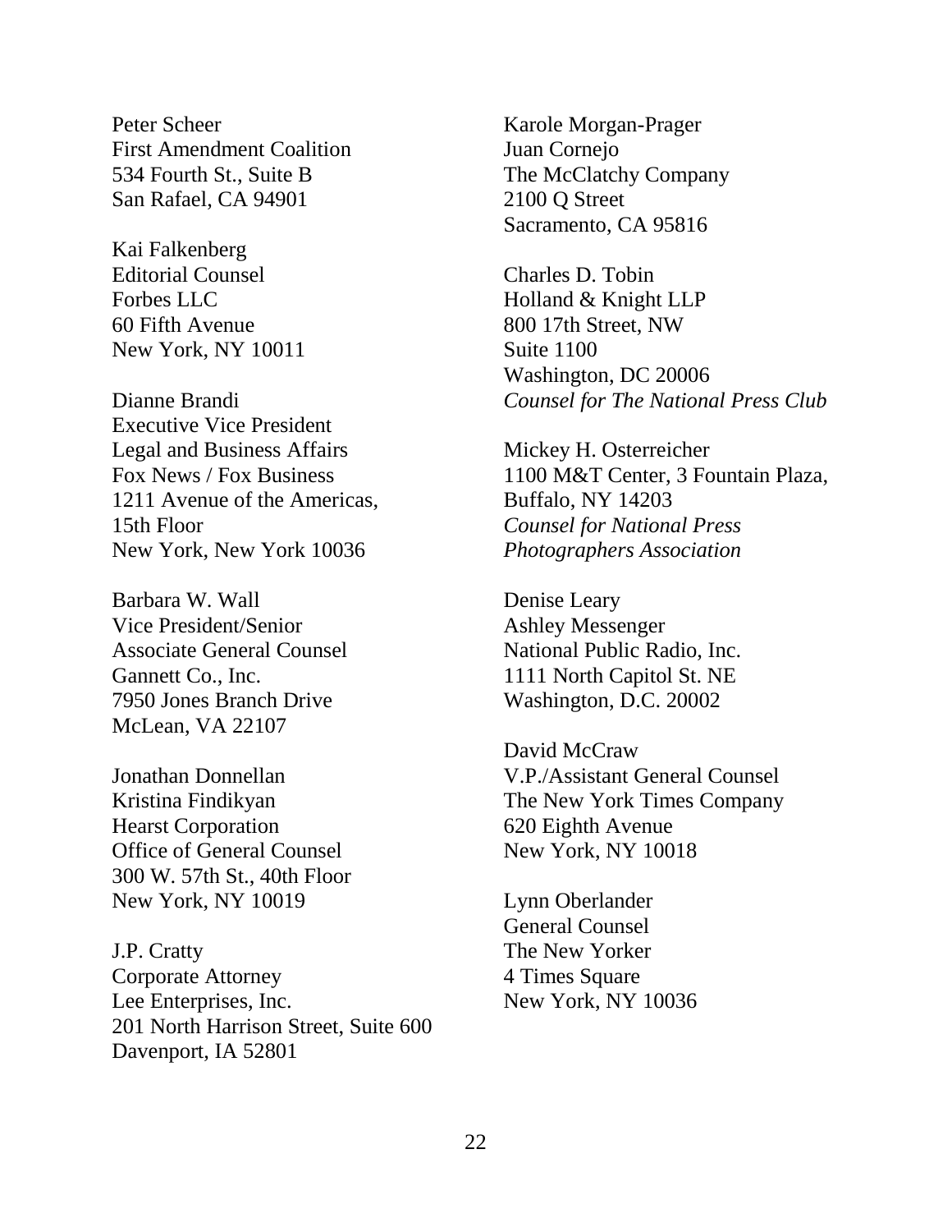Peter Scheer
First Amendment Coalition
534 Fourth St., Suite B
San Rafael, CA 94901

Kai Falkenberg
Editorial Counsel
Forbes LLC
60 Fifth Avenue
New York, NY 10011

Dianne Brandi
Executive Vice President
Legal and Business Affairs
Fox News / Fox Business
1211 Avenue of the Americas,
15th Floor
New York, New York 10036

Barbara W. Wall
Vice President/Senior
Associate General Counsel
Gannett Co., Inc.
7950 Jones Branch Drive
McLean, VA 22107

Jonathan Donnellan
Kristina Findikyan
Hearst Corporation
Office of General Counsel
300 W. 57th St., 40th Floor
New York, NY 10019

J.P. Cratty
Corporate Attorney
Lee Enterprises, Inc.
201 North Harrison Street, Suite 600
Davenport, IA 52801

Karole Morgan-Prager
Juan Cornejo
The McClatchy Company
2100 Q Street
Sacramento, CA 95816

Charles D. Tobin
Holland & Knight LLP
800 17th Street, NW
Suite 1100
Washington, DC 20006
*Counsel for The National Press Club*

Mickey H. Osterreicher
1100 M&T Center, 3 Fountain Plaza,
Buffalo, NY 14203
*Counsel for National Press Photographers Association*

Denise Leary
Ashley Messenger
National Public Radio, Inc.
1111 North Capitol St. NE
Washington, D.C. 20002

David McCraw
V.P./Assistant General Counsel
The New York Times Company
620 Eighth Avenue
New York, NY 10018

Lynn Oberlander
General Counsel
The New Yorker
4 Times Square
New York, NY 10036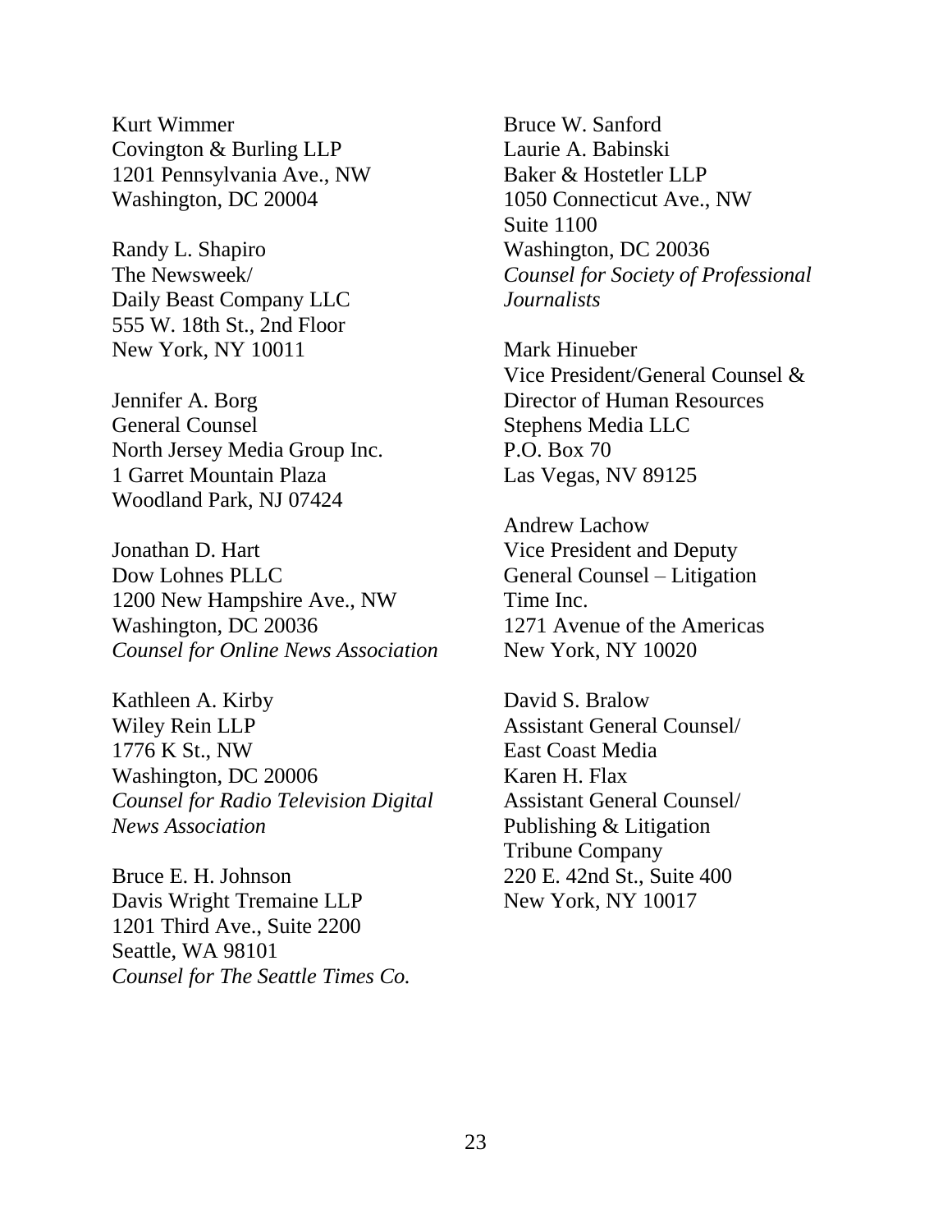Kurt Wimmer
Covington & Burling LLP
1201 Pennsylvania Ave., NW
Washington, DC 20004

Randy L. Shapiro
The Newsweek/
Daily Beast Company LLC
555 W. 18th St., 2nd Floor
New York, NY 10011

Jennifer A. Borg
General Counsel
North Jersey Media Group Inc.
1 Garret Mountain Plaza
Woodland Park, NJ 07424

Jonathan D. Hart
Dow Lohnes PLLC
1200 New Hampshire Ave., NW
Washington, DC 20036
*Counsel for Online News Association*

Kathleen A. Kirby
Wiley Rein LLP
1776 K St., NW
Washington, DC 20006
*Counsel for Radio Television Digital News Association*

Bruce E. H. Johnson
Davis Wright Tremaine LLP
1201 Third Ave., Suite 2200
Seattle, WA 98101
*Counsel for The Seattle Times Co.*

Bruce W. Sanford
Laurie A. Babinski
Baker & Hostetler LLP
1050 Connecticut Ave., NW
Suite 1100
Washington, DC 20036
*Counsel for Society of Professional Journalists*

Mark Hinueber
Vice President/General Counsel &
Director of Human Resources
Stephens Media LLC
P.O. Box 70
Las Vegas, NV 89125

Andrew Lachow
Vice President and Deputy
General Counsel – Litigation
Time Inc.
1271 Avenue of the Americas
New York, NY 10020

David S. Bralow
Assistant General Counsel/
East Coast Media
Karen H. Flax
Assistant General Counsel/
Publishing & Litigation
Tribune Company
220 E. 42nd St., Suite 400
New York, NY 10017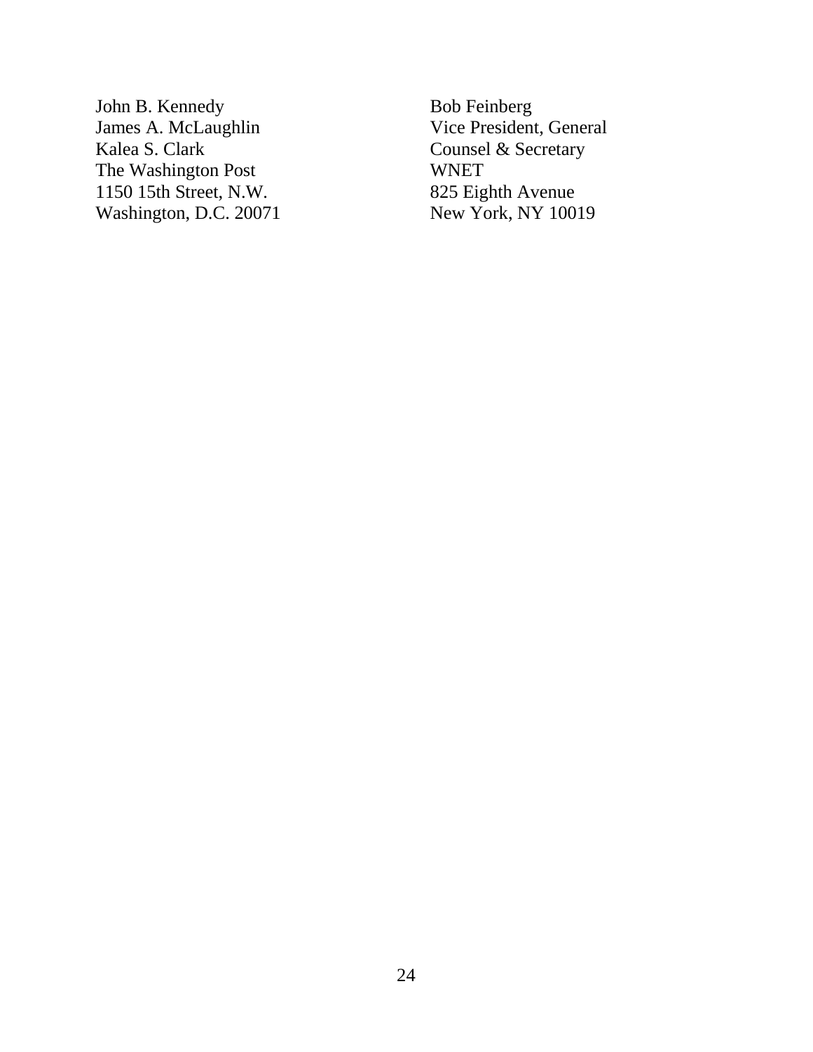John B. Kennedy
James A. McLaughlin
Kalea S. Clark
The Washington Post
1150 15th Street, N.W.
Washington, D.C. 20071

Bob Feinberg
Vice President, General Counsel & Secretary
WNET
825 Eighth Avenue
New York, NY 10019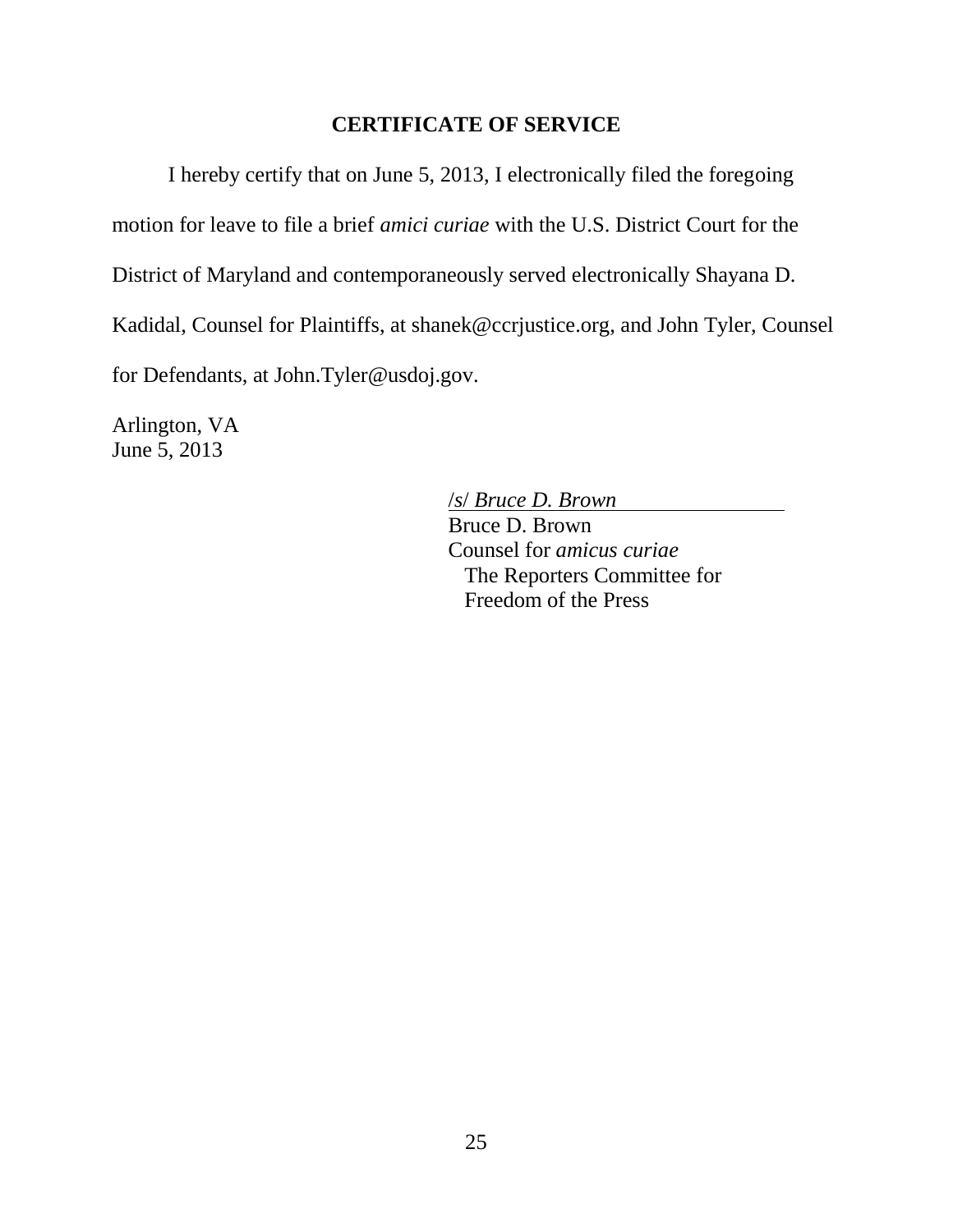## CERTIFICATE OF SERVICE

I hereby certify that on June 5, 2013, I electronically filed the foregoing motion for leave to file a brief *amici curiae* with the U.S. District Court for the District of Maryland and contemporaneously served electronically Shayana D. Kadidal, Counsel for Plaintiffs, at shanek@ccrjustice.org, and John Tyler, Counsel for Defendants, at John.Tyler@usdoj.gov.

Arlington, VA
June 5, 2013

/s/ *Bruce D. Brown*
Bruce D. Brown
Counsel for *amicus curiae*
The Reporters Committee for
Freedom of the Press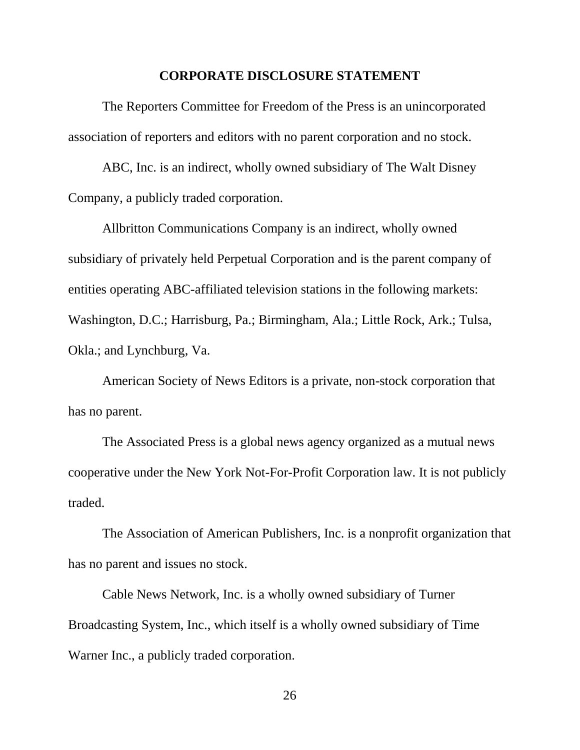## CORPORATE DISCLOSURE STATEMENT

The Reporters Committee for Freedom of the Press is an unincorporated association of reporters and editors with no parent corporation and no stock.

ABC, Inc. is an indirect, wholly owned subsidiary of The Walt Disney Company, a publicly traded corporation.

Allbritton Communications Company is an indirect, wholly owned subsidiary of privately held Perpetual Corporation and is the parent company of entities operating ABC-affiliated television stations in the following markets: Washington, D.C.; Harrisburg, Pa.; Birmingham, Ala.; Little Rock, Ark.; Tulsa, Okla.; and Lynchburg, Va.

American Society of News Editors is a private, non-stock corporation that has no parent.

The Associated Press is a global news agency organized as a mutual news cooperative under the New York Not-For-Profit Corporation law. It is not publicly traded.

The Association of American Publishers, Inc. is a nonprofit organization that has no parent and issues no stock.

Cable News Network, Inc. is a wholly owned subsidiary of Turner Broadcasting System, Inc., which itself is a wholly owned subsidiary of Time Warner Inc., a publicly traded corporation.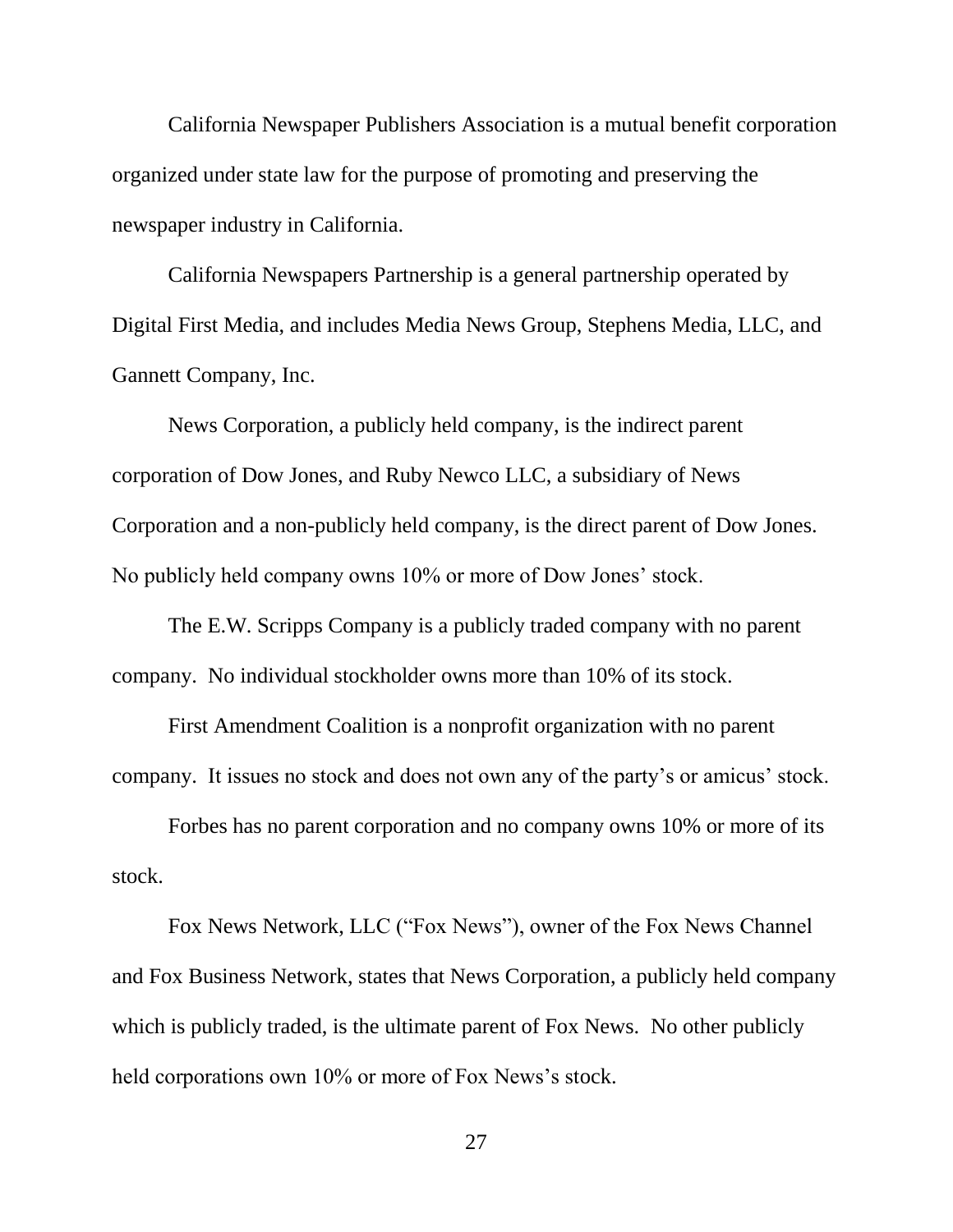California Newspaper Publishers Association is a mutual benefit corporation organized under state law for the purpose of promoting and preserving the newspaper industry in California.

California Newspapers Partnership is a general partnership operated by Digital First Media, and includes Media News Group, Stephens Media, LLC, and Gannett Company, Inc.

News Corporation, a publicly held company, is the indirect parent corporation of Dow Jones, and Ruby Newco LLC, a subsidiary of News Corporation and a non-publicly held company, is the direct parent of Dow Jones. No publicly held company owns 10% or more of Dow Jones' stock.

The E.W. Scripps Company is a publicly traded company with no parent company. No individual stockholder owns more than 10% of its stock.

First Amendment Coalition is a nonprofit organization with no parent company. It issues no stock and does not own any of the party's or amicus' stock.

Forbes has no parent corporation and no company owns 10% or more of its stock.

Fox News Network, LLC ("Fox News"), owner of the Fox News Channel and Fox Business Network, states that News Corporation, a publicly held company which is publicly traded, is the ultimate parent of Fox News. No other publicly held corporations own 10% or more of Fox News's stock.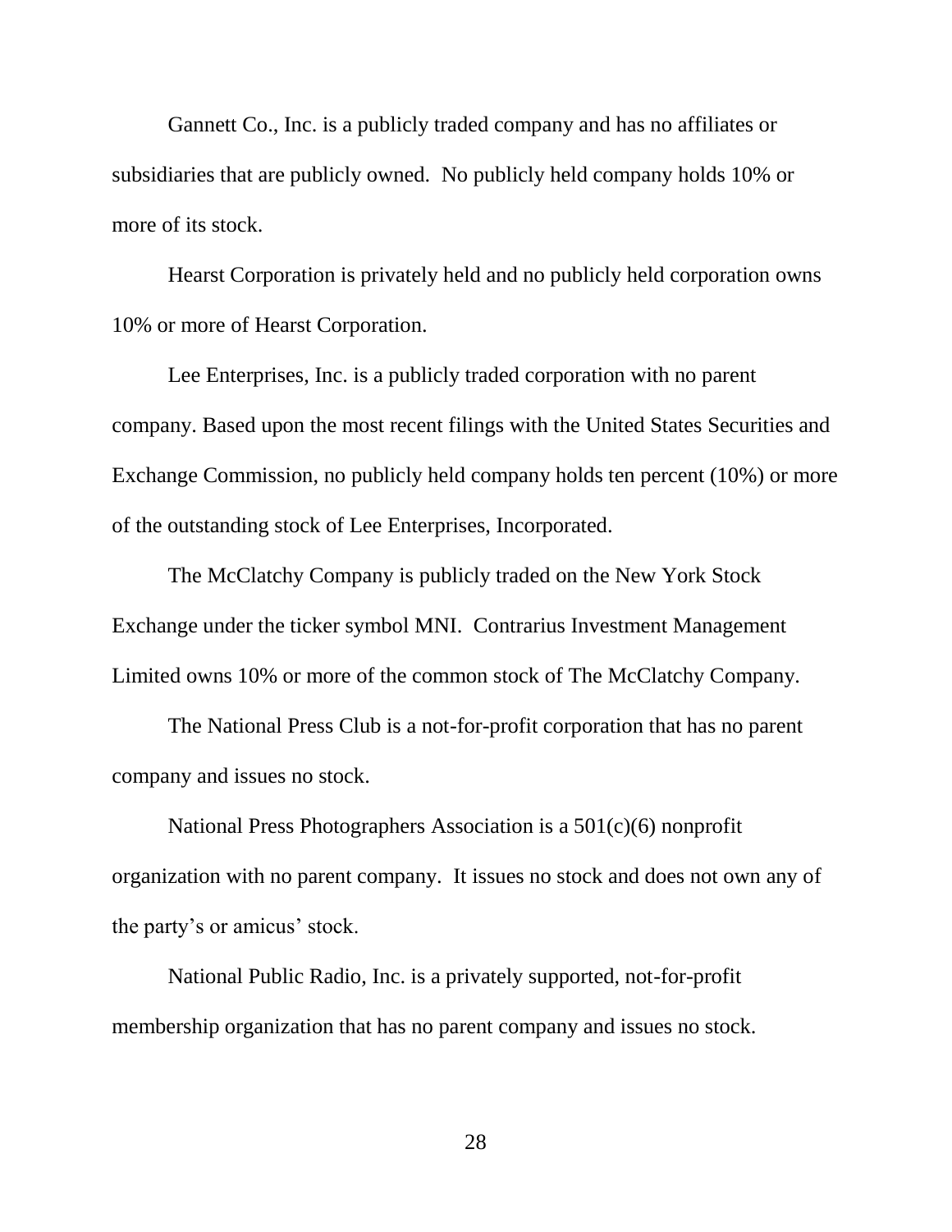Gannett Co., Inc. is a publicly traded company and has no affiliates or subsidiaries that are publicly owned. No publicly held company holds 10% or more of its stock.

Hearst Corporation is privately held and no publicly held corporation owns 10% or more of Hearst Corporation.

Lee Enterprises, Inc. is a publicly traded corporation with no parent company. Based upon the most recent filings with the United States Securities and Exchange Commission, no publicly held company holds ten percent (10%) or more of the outstanding stock of Lee Enterprises, Incorporated.

The McClatchy Company is publicly traded on the New York Stock Exchange under the ticker symbol MNI. Contrarius Investment Management Limited owns 10% or more of the common stock of The McClatchy Company.

The National Press Club is a not-for-profit corporation that has no parent company and issues no stock.

National Press Photographers Association is a 501(c)(6) nonprofit organization with no parent company. It issues no stock and does not own any of the party's or amicus' stock.

National Public Radio, Inc. is a privately supported, not-for-profit membership organization that has no parent company and issues no stock.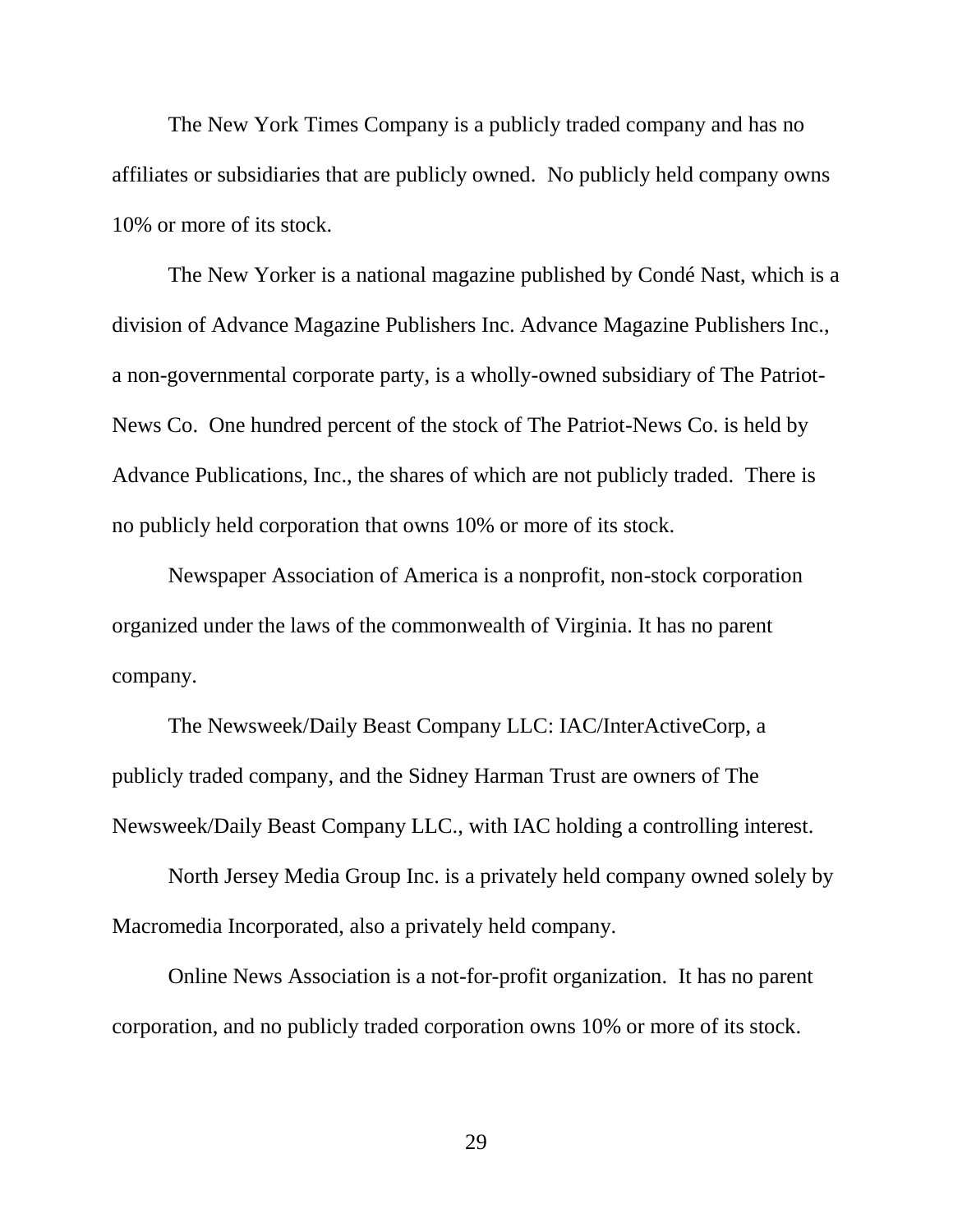The New York Times Company is a publicly traded company and has no affiliates or subsidiaries that are publicly owned. No publicly held company owns 10% or more of its stock.

The New Yorker is a national magazine published by Condé Nast, which is a division of Advance Magazine Publishers Inc. Advance Magazine Publishers Inc., a non-governmental corporate party, is a wholly-owned subsidiary of The Patriot-News Co. One hundred percent of the stock of The Patriot-News Co. is held by Advance Publications, Inc., the shares of which are not publicly traded. There is no publicly held corporation that owns 10% or more of its stock.

Newspaper Association of America is a nonprofit, non-stock corporation organized under the laws of the commonwealth of Virginia. It has no parent company.

The Newsweek/Daily Beast Company LLC: IAC/InterActiveCorp, a publicly traded company, and the Sidney Harman Trust are owners of The Newsweek/Daily Beast Company LLC., with IAC holding a controlling interest.

North Jersey Media Group Inc. is a privately held company owned solely by Macromedia Incorporated, also a privately held company.

Online News Association is a not-for-profit organization. It has no parent corporation, and no publicly traded corporation owns 10% or more of its stock.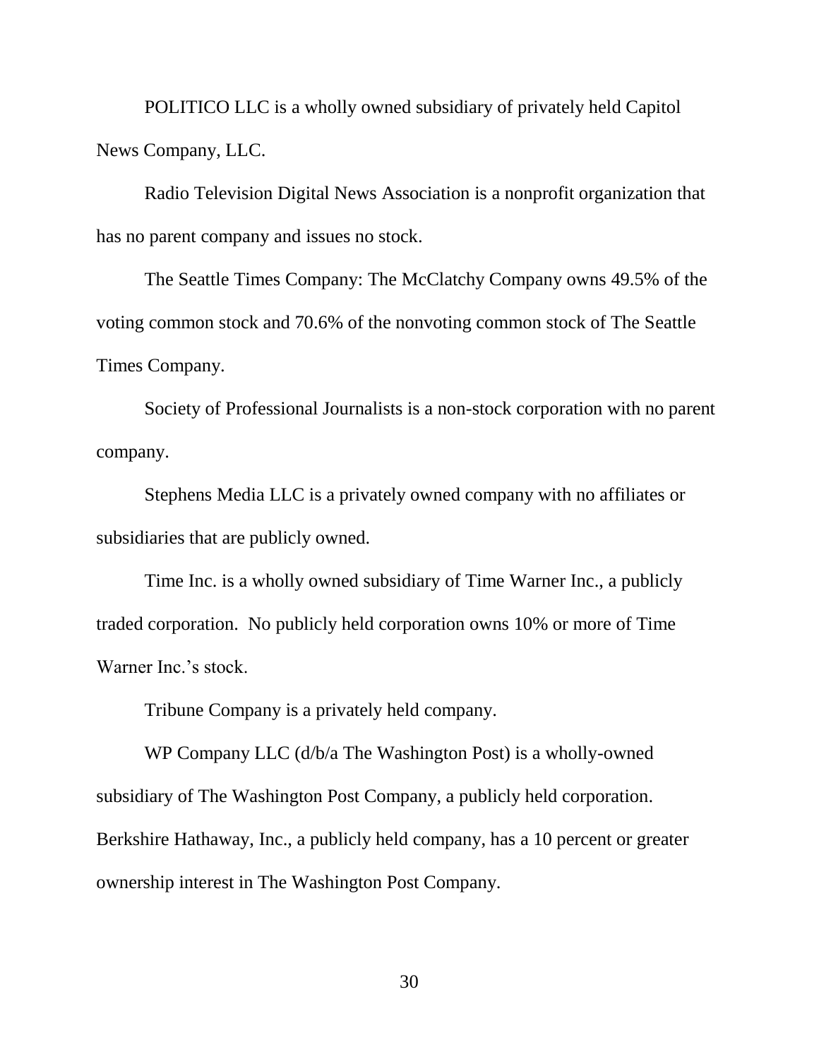POLITICO LLC is a wholly owned subsidiary of privately held Capitol News Company, LLC.

Radio Television Digital News Association is a nonprofit organization that has no parent company and issues no stock.

The Seattle Times Company: The McClatchy Company owns 49.5% of the voting common stock and 70.6% of the nonvoting common stock of The Seattle Times Company.

Society of Professional Journalists is a non-stock corporation with no parent company.

Stephens Media LLC is a privately owned company with no affiliates or subsidiaries that are publicly owned.

Time Inc. is a wholly owned subsidiary of Time Warner Inc., a publicly traded corporation. No publicly held corporation owns 10% or more of Time Warner Inc.'s stock.

Tribune Company is a privately held company.

WP Company LLC (d/b/a The Washington Post) is a wholly-owned subsidiary of The Washington Post Company, a publicly held corporation. Berkshire Hathaway, Inc., a publicly held company, has a 10 percent or greater ownership interest in The Washington Post Company.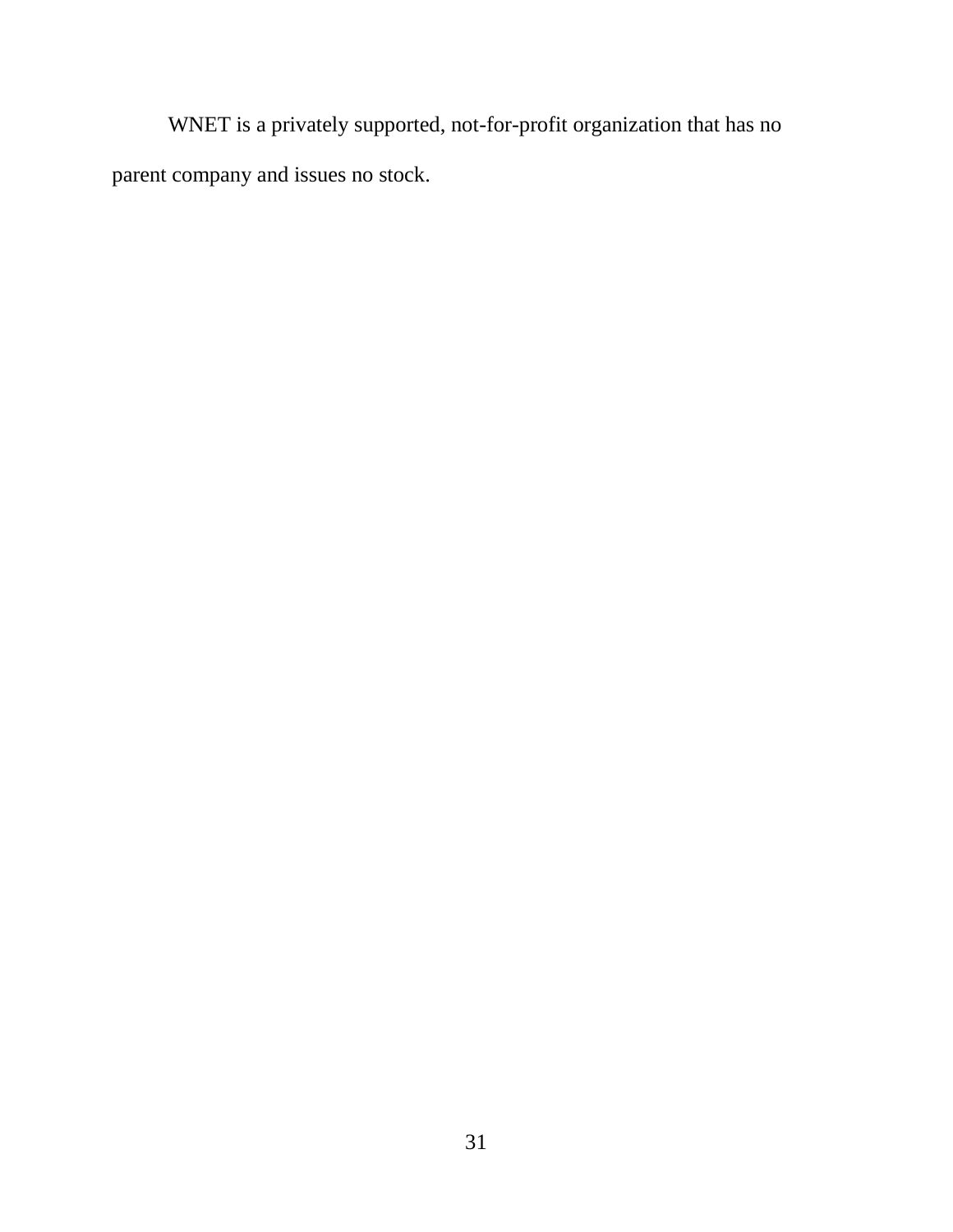WNET is a privately supported, not-for-profit organization that has no parent company and issues no stock.